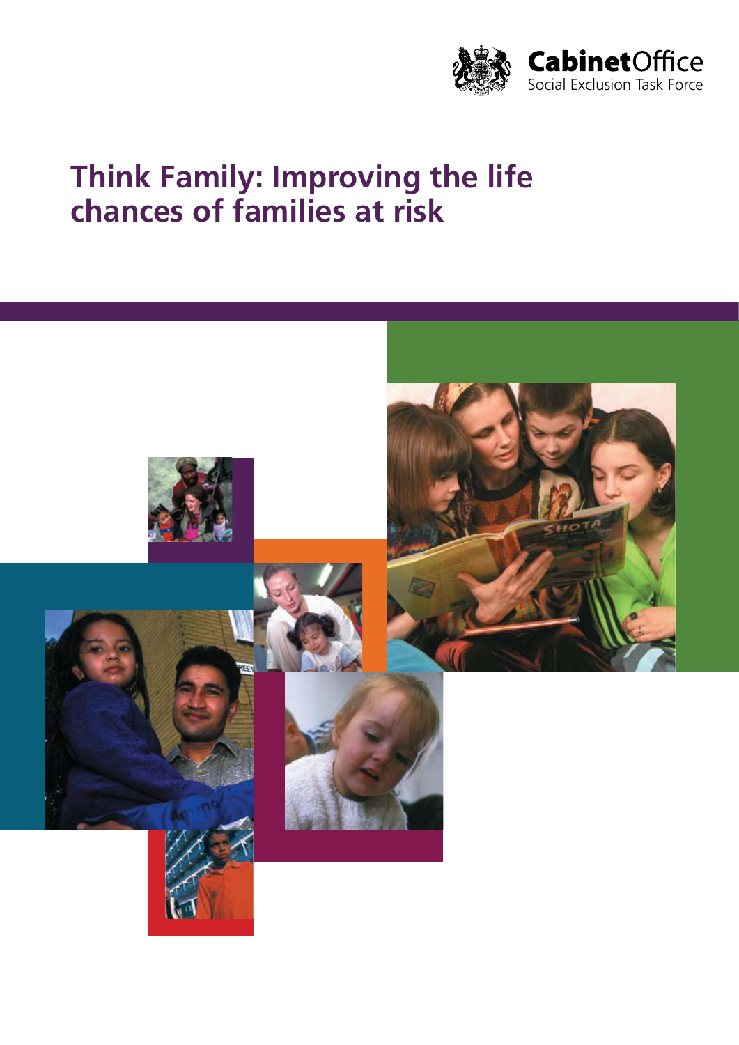Cabinet Office
Social Exclusion Task Force

# Think Family: Improving the life chances of families at risk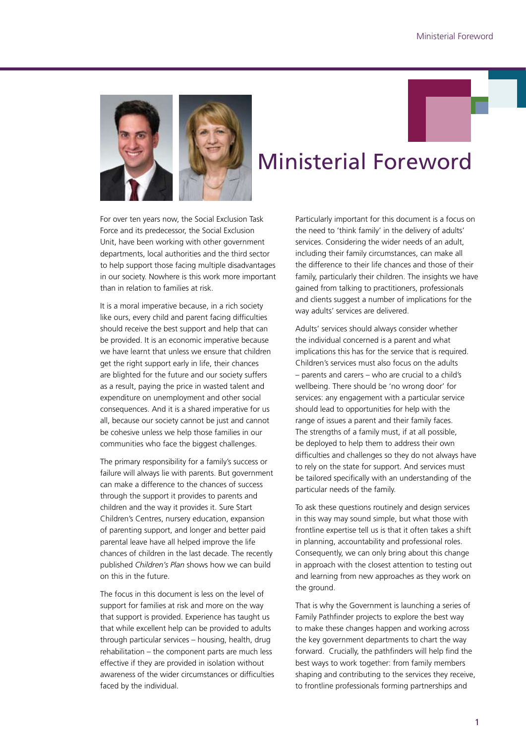# Ministerial Foreword

For over ten years now, the Social Exclusion Task Force and its predecessor, the Social Exclusion Unit, have been working with other government departments, local authorities and the third sector to help support those facing multiple disadvantages in our society. Nowhere is this work more important than in relation to families at risk.

It is a moral imperative because, in a rich society like ours, every child and parent facing difficulties should receive the best support and help that can be provided. It is an economic imperative because we have learnt that unless we ensure that children get the right support early in life, their chances are blighted for the future and our society suffers as a result, paying the price in wasted talent and expenditure on unemployment and other social consequences. And it is a shared imperative for us all, because our society cannot be just and cannot be cohesive unless we help those families in our communities who face the biggest challenges.

The primary responsibility for a family's success or failure will always lie with parents. But government can make a difference to the chances of success through the support it provides to parents and children and the way it provides it. Sure Start Children's Centres, nursery education, expansion of parenting support, and longer and better paid parental leave have all helped improve the life chances of children in the last decade. The recently published *Children's Plan* shows how we can build on this in the future.

The focus in this document is less on the level of support for families at risk and more on the way that support is provided. Experience has taught us that while excellent help can be provided to adults through particular services – housing, health, drug rehabilitation – the component parts are much less effective if they are provided in isolation without awareness of the wider circumstances or difficulties faced by the individual.

Particularly important for this document is a focus on the need to 'think family' in the delivery of adults' services. Considering the wider needs of an adult, including their family circumstances, can make all the difference to their life chances and those of their family, particularly their children. The insights we have gained from talking to practitioners, professionals and clients suggest a number of implications for the way adults' services are delivered.

Adults' services should always consider whether the individual concerned is a parent and what implications this has for the service that is required. Children's services must also focus on the adults – parents and carers – who are crucial to a child's wellbeing. There should be 'no wrong door' for services: any engagement with a particular service should lead to opportunities for help with the range of issues a parent and their family faces. The strengths of a family must, if at all possible, be deployed to help them to address their own difficulties and challenges so they do not always have to rely on the state for support. And services must be tailored specifically with an understanding of the particular needs of the family.

To ask these questions routinely and design services in this way may sound simple, but what those with frontline expertise tell us is that it often takes a shift in planning, accountability and professional roles. Consequently, we can only bring about this change in approach with the closest attention to testing out and learning from new approaches as they work on the ground.

That is why the Government is launching a series of Family Pathfinder projects to explore the best way to make these changes happen and working across the key government departments to chart the way forward. Crucially, the pathfinders will help find the best ways to work together: from family members shaping and contributing to the services they receive, to frontline professionals forming partnerships and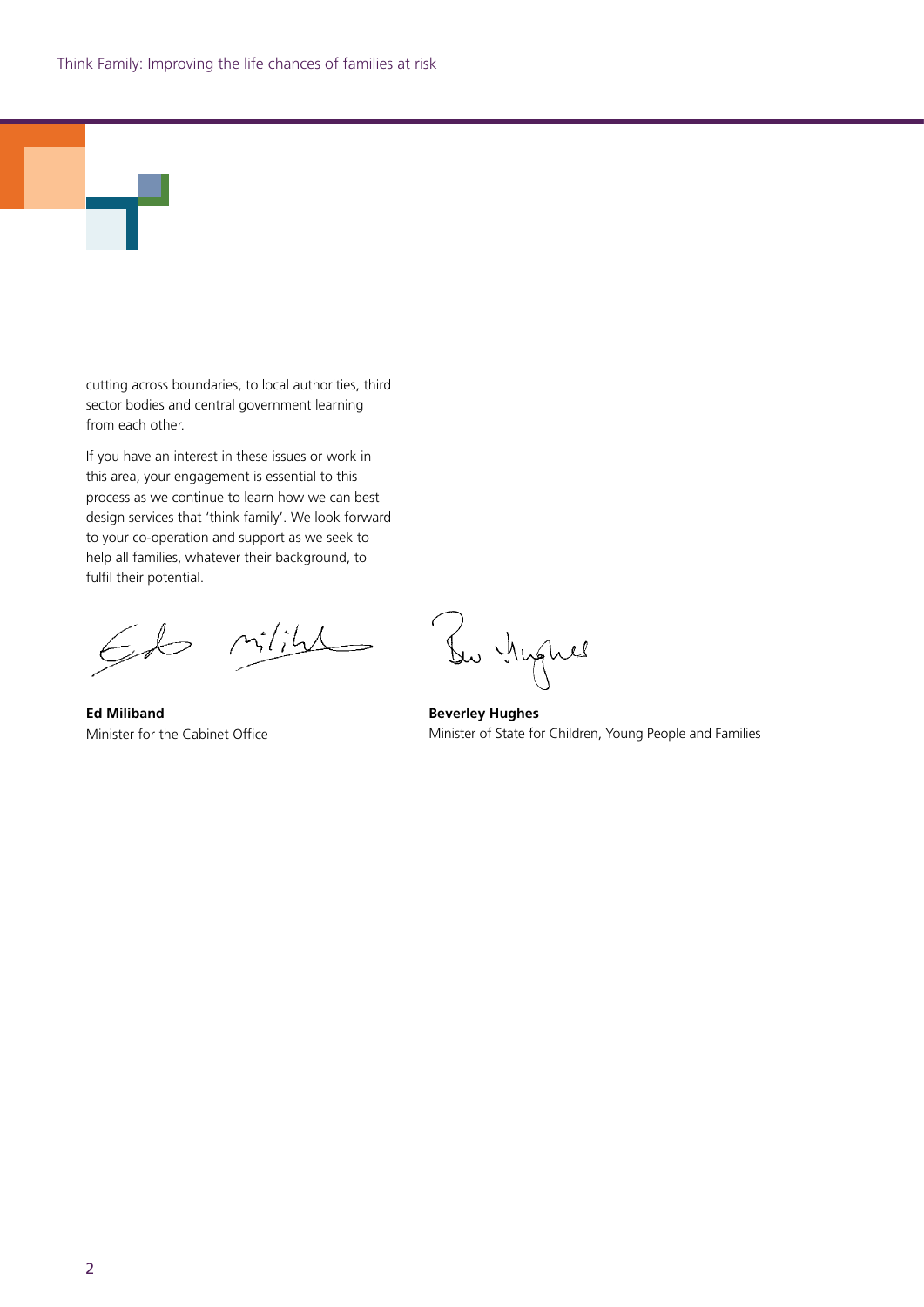cutting across boundaries, to local authorities, third sector bodies and central government learning from each other.

If you have an interest in these issues or work in this area, your engagement is essential to this process as we continue to learn how we can best design services that 'think family'. We look forward to your co-operation and support as we seek to help all families, whatever their background, to fulfil their potential.

**Ed Miliband**
Minister for the Cabinet Office

**Beverley Hughes**
Minister of State for Children, Young People and Families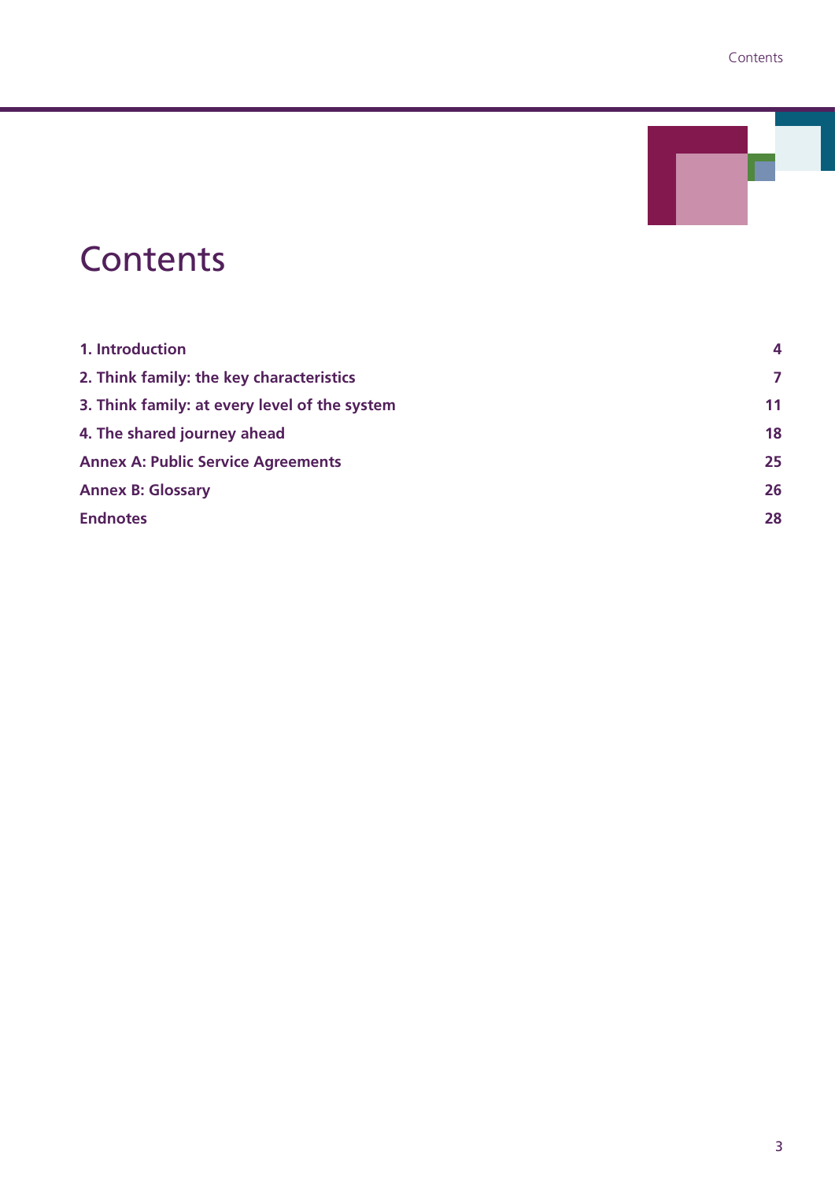# Contents

| | |
|---|---|
| **1. Introduction** | **4** |
| **2. Think family: the key characteristics** | **7** |
| **3. Think family: at every level of the system** | **11** |
| **4. The shared journey ahead** | **18** |
| **Annex A: Public Service Agreements** | **25** |
| **Annex B: Glossary** | **26** |
| **Endnotes** | **28** |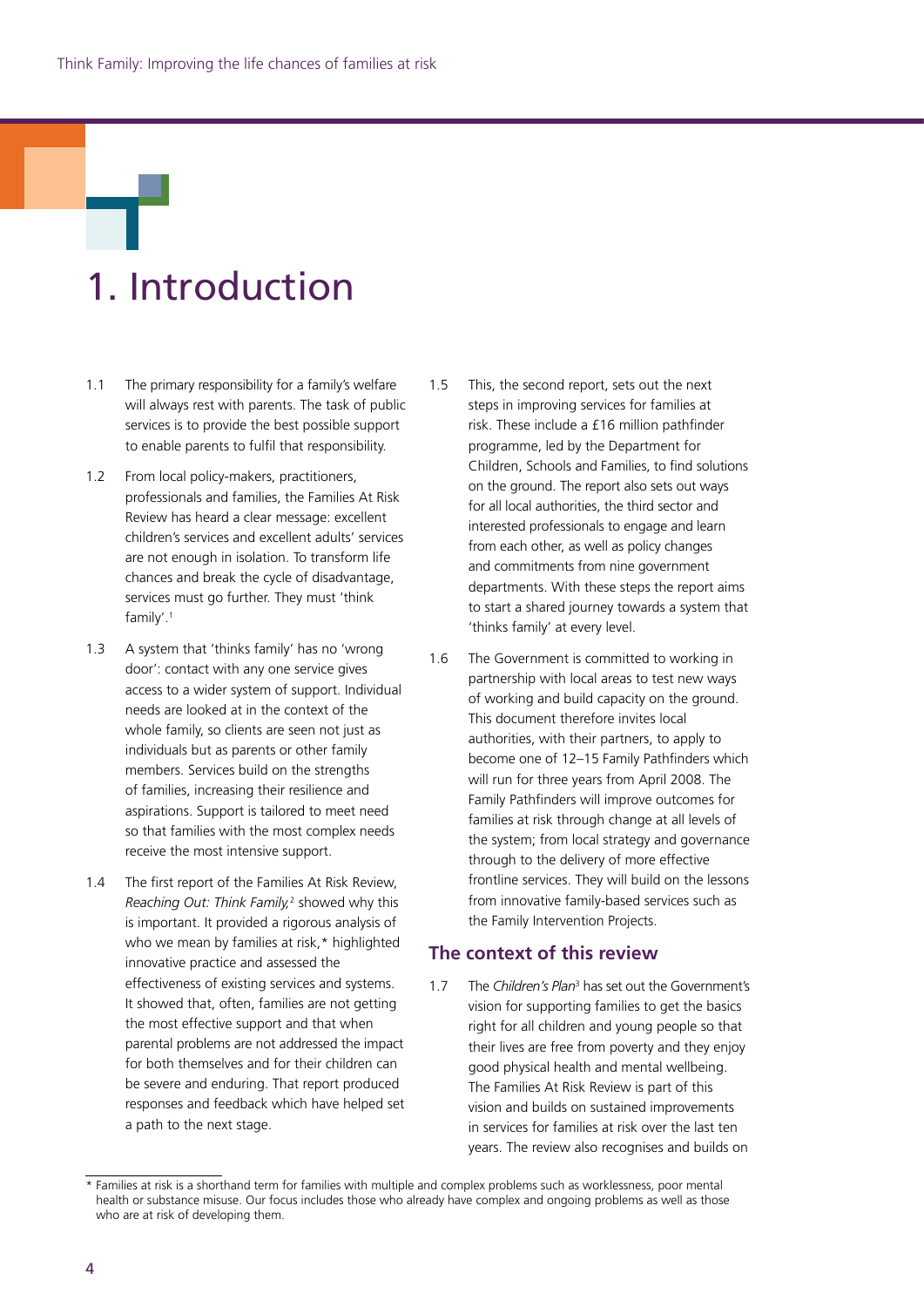# 1. Introduction

1.1 The primary responsibility for a family's welfare will always rest with parents. The task of public services is to provide the best possible support to enable parents to fulfil that responsibility.

1.2 From local policy-makers, practitioners, professionals and families, the Families At Risk Review has heard a clear message: excellent children's services and excellent adults' services are not enough in isolation. To transform life chances and break the cycle of disadvantage, services must go further. They must 'think family'.[1]

1.3 A system that 'thinks family' has no 'wrong door': contact with any one service gives access to a wider system of support. Individual needs are looked at in the context of the whole family, so clients are seen not just as individuals but as parents or other family members. Services build on the strengths of families, increasing their resilience and aspirations. Support is tailored to meet need so that families with the most complex needs receive the most intensive support.

1.4 The first report of the Families At Risk Review, *Reaching Out: Think Family,*[2] showed why this is important. It provided a rigorous analysis of who we mean by families at risk,* highlighted innovative practice and assessed the effectiveness of existing services and systems. It showed that, often, families are not getting the most effective support and that when parental problems are not addressed the impact for both themselves and for their children can be severe and enduring. That report produced responses and feedback which have helped set a path to the next stage.

1.5 This, the second report, sets out the next steps in improving services for families at risk. These include a £16 million pathfinder programme, led by the Department for Children, Schools and Families, to find solutions on the ground. The report also sets out ways for all local authorities, the third sector and interested professionals to engage and learn from each other, as well as policy changes and commitments from nine government departments. With these steps the report aims to start a shared journey towards a system that 'thinks family' at every level.

1.6 The Government is committed to working in partnership with local areas to test new ways of working and build capacity on the ground. This document therefore invites local authorities, with their partners, to apply to become one of 12–15 Family Pathfinders which will run for three years from April 2008. The Family Pathfinders will improve outcomes for families at risk through change at all levels of the system; from local strategy and governance through to the delivery of more effective frontline services. They will build on the lessons from innovative family-based services such as the Family Intervention Projects.

## The context of this review

1.7 The *Children's Plan*[3] has set out the Government's vision for supporting families to get the basics right for all children and young people so that their lives are free from poverty and they enjoy good physical health and mental wellbeing. The Families At Risk Review is part of this vision and builds on sustained improvements in services for families at risk over the last ten years. The review also recognises and builds on

---

* Families at risk is a shorthand term for families with multiple and complex problems such as worklessness, poor mental health or substance misuse. Our focus includes those who already have complex and ongoing problems as well as those who are at risk of developing them.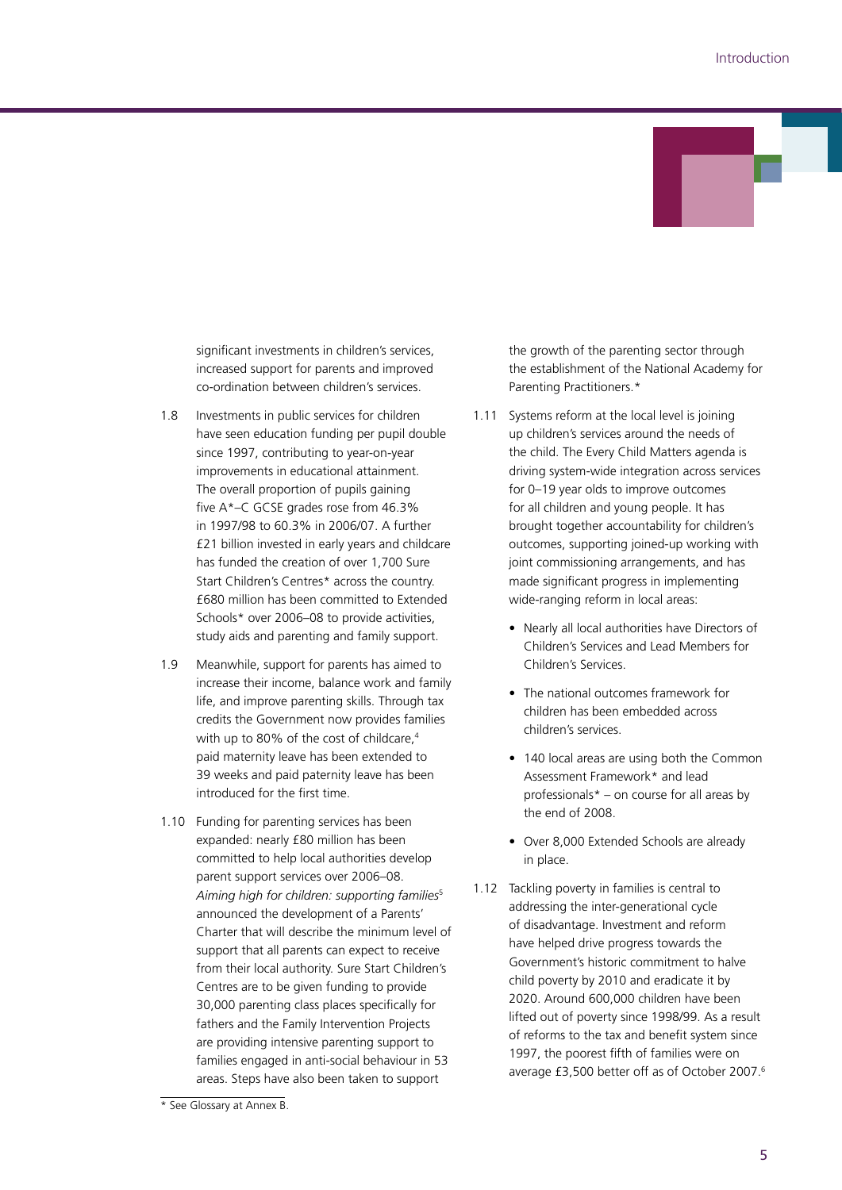significant investments in children's services, increased support for parents and improved co-ordination between children's services.

1.8 Investments in public services for children have seen education funding per pupil double since 1997, contributing to year-on-year improvements in educational attainment. The overall proportion of pupils gaining five A*–C GCSE grades rose from 46.3% in 1997/98 to 60.3% in 2006/07. A further £21 billion invested in early years and childcare has funded the creation of over 1,700 Sure Start Children's Centres* across the country. £680 million has been committed to Extended Schools* over 2006–08 to provide activities, study aids and parenting and family support.

1.9 Meanwhile, support for parents has aimed to increase their income, balance work and family life, and improve parenting skills. Through tax credits the Government now provides families with up to 80% of the cost of childcare,[4] paid maternity leave has been extended to 39 weeks and paid paternity leave has been introduced for the first time.

1.10 Funding for parenting services has been expanded: nearly £80 million has been committed to help local authorities develop parent support services over 2006–08. *Aiming high for children: supporting families*[5] announced the development of a Parents' Charter that will describe the minimum level of support that all parents can expect to receive from their local authority. Sure Start Children's Centres are to be given funding to provide 30,000 parenting class places specifically for fathers and the Family Intervention Projects are providing intensive parenting support to families engaged in anti-social behaviour in 53 areas. Steps have also been taken to support the growth of the parenting sector through the establishment of the National Academy for Parenting Practitioners.*

1.11 Systems reform at the local level is joining up children's services around the needs of the child. The Every Child Matters agenda is driving system-wide integration across services for 0–19 year olds to improve outcomes for all children and young people. It has brought together accountability for children's outcomes, supporting joined-up working with joint commissioning arrangements, and has made significant progress in implementing wide-ranging reform in local areas:

- Nearly all local authorities have Directors of Children's Services and Lead Members for Children's Services.
- The national outcomes framework for children has been embedded across children's services.
- 140 local areas are using both the Common Assessment Framework* and lead professionals* – on course for all areas by the end of 2008.
- Over 8,000 Extended Schools are already in place.

1.12 Tackling poverty in families is central to addressing the inter-generational cycle of disadvantage. Investment and reform have helped drive progress towards the Government's historic commitment to halve child poverty by 2010 and eradicate it by 2020. Around 600,000 children have been lifted out of poverty since 1998/99. As a result of reforms to the tax and benefit system since 1997, the poorest fifth of families were on average £3,500 better off as of October 2007.[6]

* See Glossary at Annex B.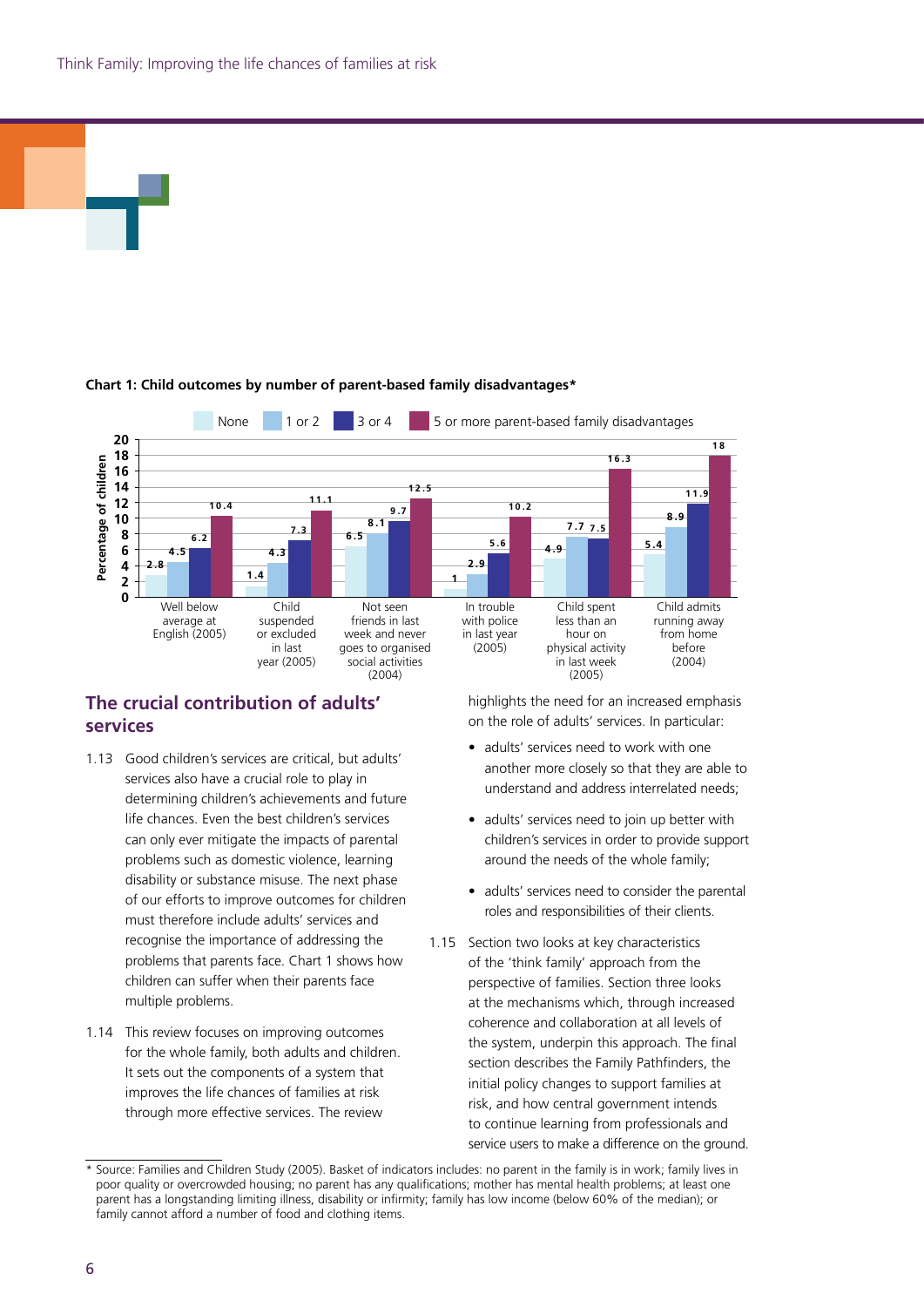**Chart 1: Child outcomes by number of parent-based family disadvantages***

| Outcome | None | 1 or 2 | 3 or 4 | 5 or more parent-based family disadvantages |
|---|---|---|---|---|
| Well below average at English (2005) | 2.8 | 4.5 | 6.2 | 10.4 |
| Child suspended or excluded in last year (2005) | 1.4 | 4.3 | 7.3 | 11.1 |
| Not seen friends in last week and never goes to organised social activities (2004) | 6.5 | 8.1 | 9.7 | 12.5 |
| In trouble with police in last year (2005) | 1 | 2.9 | 5.6 | 10.2 |
| Child spent less than an hour on physical activity in last week (2005) | 4.9 | 7.7 | 7.5 | 16.3 |
| Child admits running away from home before (2004) | 5.4 | 8.9 | 11.9 | 18 |

Percentage of children

## The crucial contribution of adults' services

1.13 Good children's services are critical, but adults' services also have a crucial role to play in determining children's achievements and future life chances. Even the best children's services can only ever mitigate the impacts of parental problems such as domestic violence, learning disability or substance misuse. The next phase of our efforts to improve outcomes for children must therefore include adults' services and recognise the importance of addressing the problems that parents face. Chart 1 shows how children can suffer when their parents face multiple problems.

1.14 This review focuses on improving outcomes for the whole family, both adults and children. It sets out the components of a system that improves the life chances of families at risk through more effective services. The review highlights the need for an increased emphasis on the role of adults' services. In particular:

- adults' services need to work with one another more closely so that they are able to understand and address interrelated needs;
- adults' services need to join up better with children's services in order to provide support around the needs of the whole family;
- adults' services need to consider the parental roles and responsibilities of their clients.

1.15 Section two looks at key characteristics of the 'think family' approach from the perspective of families. Section three looks at the mechanisms which, through increased coherence and collaboration at all levels of the system, underpin this approach. The final section describes the Family Pathfinders, the initial policy changes to support families at risk, and how central government intends to continue learning from professionals and service users to make a difference on the ground.

---

* Source: Families and Children Study (2005). Basket of indicators includes: no parent in the family is in work; family lives in poor quality or overcrowded housing; no parent has any qualifications; mother has mental health problems; at least one parent has a longstanding limiting illness, disability or infirmity; family has low income (below 60% of the median); or family cannot afford a number of food and clothing items.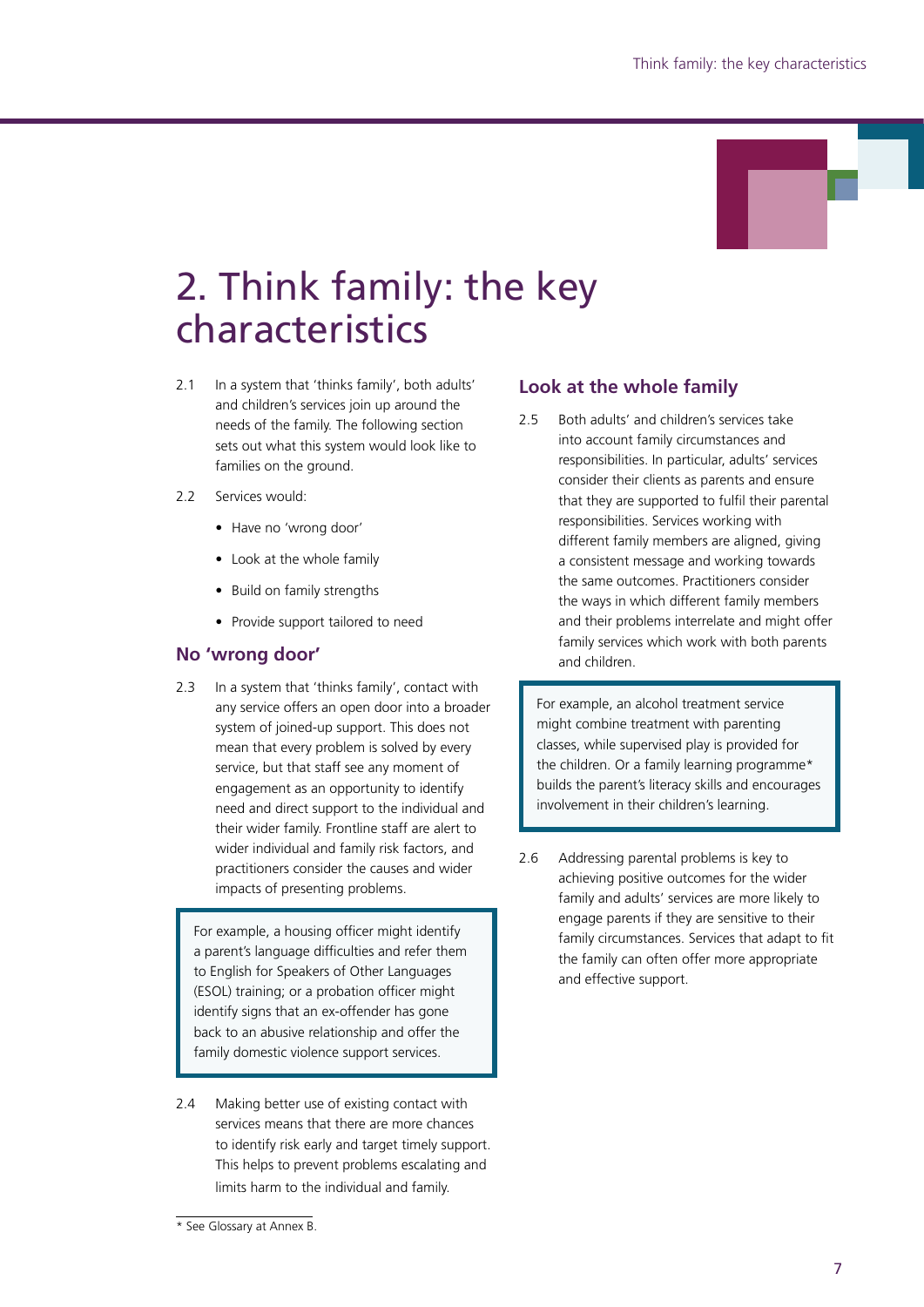# 2. Think family: the key characteristics

2.1 In a system that 'thinks family', both adults' and children's services join up around the needs of the family. The following section sets out what this system would look like to families on the ground.

2.2 Services would:

- Have no 'wrong door'
- Look at the whole family
- Build on family strengths
- Provide support tailored to need

## No 'wrong door'

2.3 In a system that 'thinks family', contact with any service offers an open door into a broader system of joined-up support. This does not mean that every problem is solved by every service, but that staff see any moment of engagement as an opportunity to identify need and direct support to the individual and their wider family. Frontline staff are alert to wider individual and family risk factors, and practitioners consider the causes and wider impacts of presenting problems.

> For example, a housing officer might identify a parent's language difficulties and refer them to English for Speakers of Other Languages (ESOL) training; or a probation officer might identify signs that an ex-offender has gone back to an abusive relationship and offer the family domestic violence support services.

2.4 Making better use of existing contact with services means that there are more chances to identify risk early and target timely support. This helps to prevent problems escalating and limits harm to the individual and family.

## Look at the whole family

2.5 Both adults' and children's services take into account family circumstances and responsibilities. In particular, adults' services consider their clients as parents and ensure that they are supported to fulfil their parental responsibilities. Services working with different family members are aligned, giving a consistent message and working towards the same outcomes. Practitioners consider the ways in which different family members and their problems interrelate and might offer family services which work with both parents and children.

> For example, an alcohol treatment service might combine treatment with parenting classes, while supervised play is provided for the children. Or a family learning programme* builds the parent's literacy skills and encourages involvement in their children's learning.

2.6 Addressing parental problems is key to achieving positive outcomes for the wider family and adults' services are more likely to engage parents if they are sensitive to their family circumstances. Services that adapt to fit the family can often offer more appropriate and effective support.

---

* See Glossary at Annex B.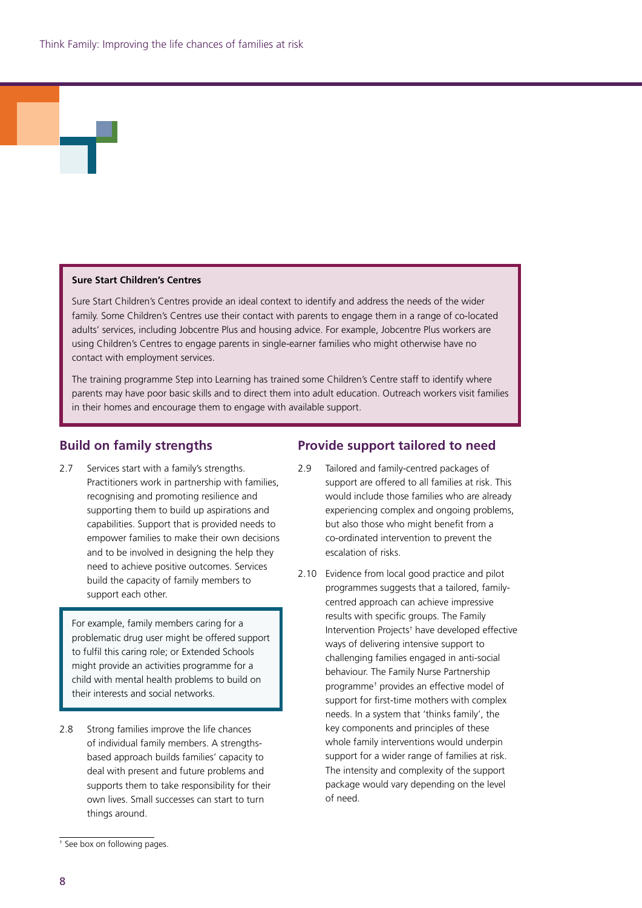**Sure Start Children's Centres**

Sure Start Children's Centres provide an ideal context to identify and address the needs of the wider family. Some Children's Centres use their contact with parents to engage them in a range of co-located adults' services, including Jobcentre Plus and housing advice. For example, Jobcentre Plus workers are using Children's Centres to engage parents in single-earner families who might otherwise have no contact with employment services.

The training programme Step into Learning has trained some Children's Centre staff to identify where parents may have poor basic skills and to direct them into adult education. Outreach workers visit families in their homes and encourage them to engage with available support.

## Build on family strengths

2.7 Services start with a family's strengths. Practitioners work in partnership with families, recognising and promoting resilience and supporting them to build up aspirations and capabilities. Support that is provided needs to empower families to make their own decisions and to be involved in designing the help they need to achieve positive outcomes. Services build the capacity of family members to support each other.

For example, family members caring for a problematic drug user might be offered support to fulfil this caring role; or Extended Schools might provide an activities programme for a child with mental health problems to build on their interests and social networks.

2.8 Strong families improve the life chances of individual family members. A strengths-based approach builds families' capacity to deal with present and future problems and supports them to take responsibility for their own lives. Small successes can start to turn things around.

## Provide support tailored to need

2.9 Tailored and family-centred packages of support are offered to all families at risk. This would include those families who are already experiencing complex and ongoing problems, but also those who might benefit from a co-ordinated intervention to prevent the escalation of risks.

2.10 Evidence from local good practice and pilot programmes suggests that a tailored, family-centred approach can achieve impressive results with specific groups. The Family Intervention Projects[†] have developed effective ways of delivering intensive support to challenging families engaged in anti-social behaviour. The Family Nurse Partnership programme[†] provides an effective model of support for first-time mothers with complex needs. In a system that 'thinks family', the key components and principles of these whole family interventions would underpin support for a wider range of families at risk. The intensity and complexity of the support package would vary depending on the level of need.

[†] See box on following pages.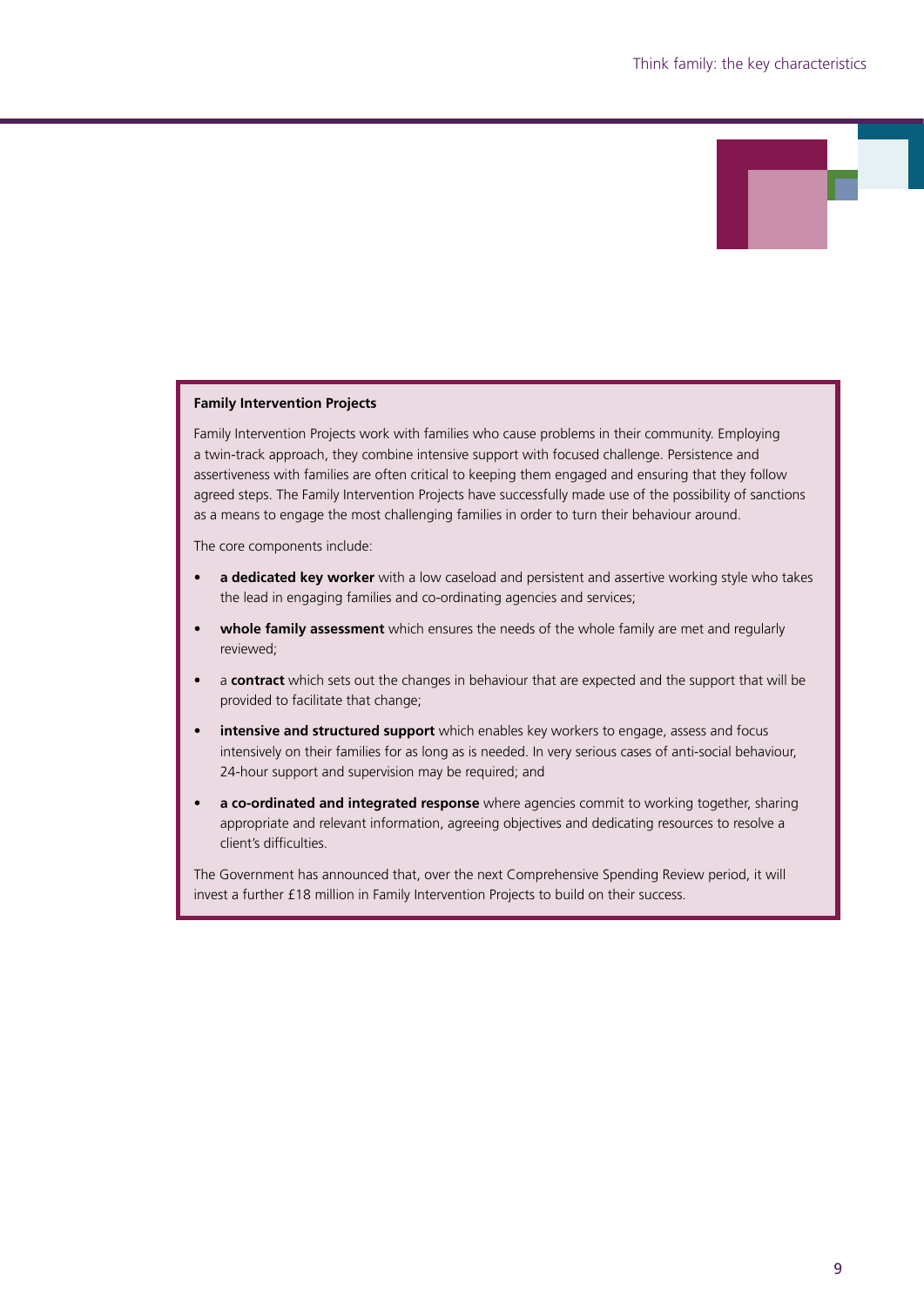**Family Intervention Projects**

Family Intervention Projects work with families who cause problems in their community. Employing a twin-track approach, they combine intensive support with focused challenge. Persistence and assertiveness with families are often critical to keeping them engaged and ensuring that they follow agreed steps. The Family Intervention Projects have successfully made use of the possibility of sanctions as a means to engage the most challenging families in order to turn their behaviour around.

The core components include:

- **a dedicated key worker** with a low caseload and persistent and assertive working style who takes the lead in engaging families and co-ordinating agencies and services;
- **whole family assessment** which ensures the needs of the whole family are met and regularly reviewed;
- a **contract** which sets out the changes in behaviour that are expected and the support that will be provided to facilitate that change;
- **intensive and structured support** which enables key workers to engage, assess and focus intensively on their families for as long as is needed. In very serious cases of anti-social behaviour, 24-hour support and supervision may be required; and
- **a co-ordinated and integrated response** where agencies commit to working together, sharing appropriate and relevant information, agreeing objectives and dedicating resources to resolve a client's difficulties.

The Government has announced that, over the next Comprehensive Spending Review period, it will invest a further £18 million in Family Intervention Projects to build on their success.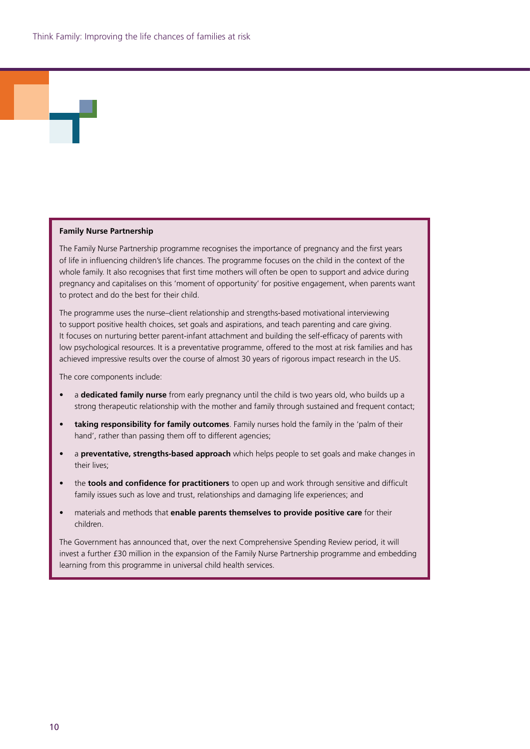**Family Nurse Partnership**

The Family Nurse Partnership programme recognises the importance of pregnancy and the first years of life in influencing children's life chances. The programme focuses on the child in the context of the whole family. It also recognises that first time mothers will often be open to support and advice during pregnancy and capitalises on this 'moment of opportunity' for positive engagement, when parents want to protect and do the best for their child.

The programme uses the nurse–client relationship and strengths-based motivational interviewing to support positive health choices, set goals and aspirations, and teach parenting and care giving. It focuses on nurturing better parent-infant attachment and building the self-efficacy of parents with low psychological resources. It is a preventative programme, offered to the most at risk families and has achieved impressive results over the course of almost 30 years of rigorous impact research in the US.

The core components include:

- a **dedicated family nurse** from early pregnancy until the child is two years old, who builds up a strong therapeutic relationship with the mother and family through sustained and frequent contact;
- **taking responsibility for family outcomes**. Family nurses hold the family in the 'palm of their hand', rather than passing them off to different agencies;
- a **preventative, strengths-based approach** which helps people to set goals and make changes in their lives;
- the **tools and confidence for practitioners** to open up and work through sensitive and difficult family issues such as love and trust, relationships and damaging life experiences; and
- materials and methods that **enable parents themselves to provide positive care** for their children.

The Government has announced that, over the next Comprehensive Spending Review period, it will invest a further £30 million in the expansion of the Family Nurse Partnership programme and embedding learning from this programme in universal child health services.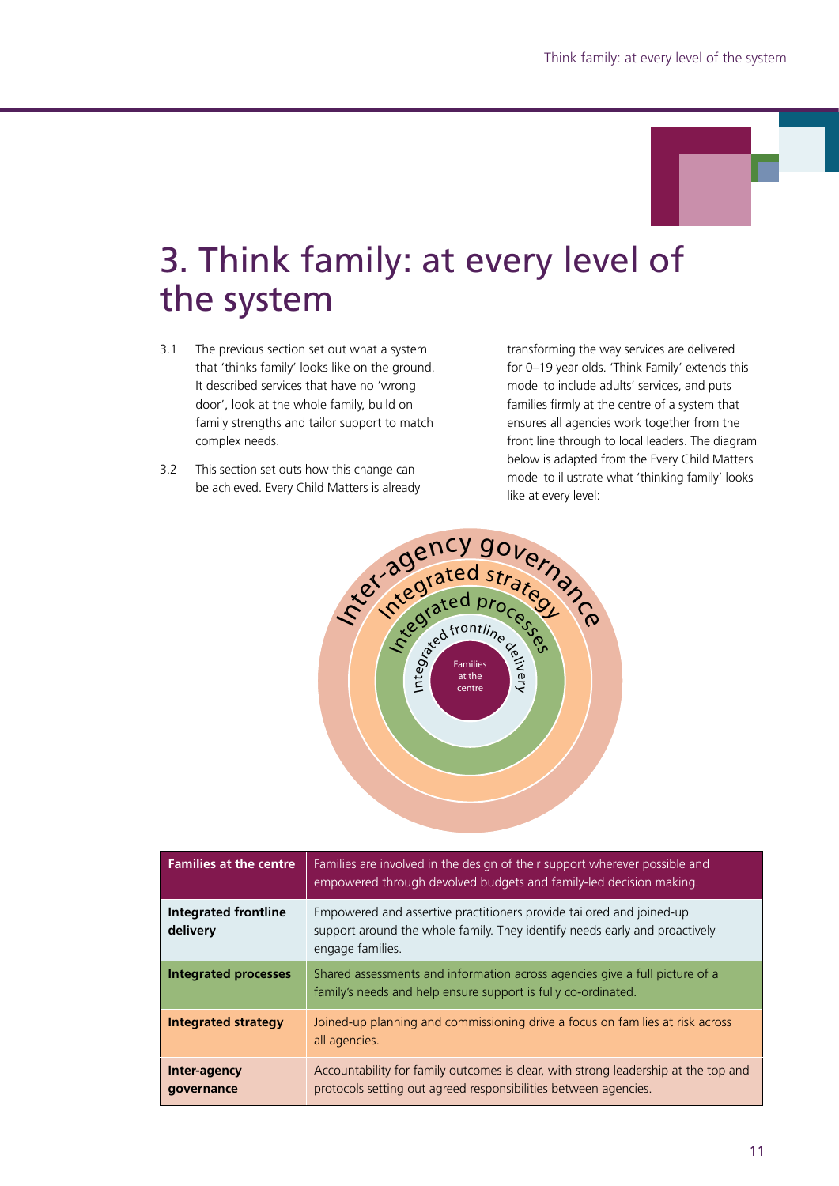# 3. Think family: at every level of the system

3.1 The previous section set out what a system that 'thinks family' looks like on the ground. It described services that have no 'wrong door', look at the whole family, build on family strengths and tailor support to match complex needs.

3.2 This section set outs how this change can be achieved. Every Child Matters is already transforming the way services are delivered for 0–19 year olds. 'Think Family' extends this model to include adults' services, and puts families firmly at the centre of a system that ensures all agencies work together from the front line through to local leaders. The diagram below is adapted from the Every Child Matters model to illustrate what 'thinking family' looks like at every level:

Inter-agency governance
Integrated strategy
Integrated processes
Integrated frontline delivery
Families at the centre

| | |
|---|---|
| **Families at the centre** | Families are involved in the design of their support wherever possible and empowered through devolved budgets and family-led decision making. |
| **Integrated frontline delivery** | Empowered and assertive practitioners provide tailored and joined-up support around the whole family. They identify needs early and proactively engage families. |
| **Integrated processes** | Shared assessments and information across agencies give a full picture of a family's needs and help ensure support is fully co-ordinated. |
| **Integrated strategy** | Joined-up planning and commissioning drive a focus on families at risk across all agencies. |
| **Inter-agency governance** | Accountability for family outcomes is clear, with strong leadership at the top and protocols setting out agreed responsibilities between agencies. |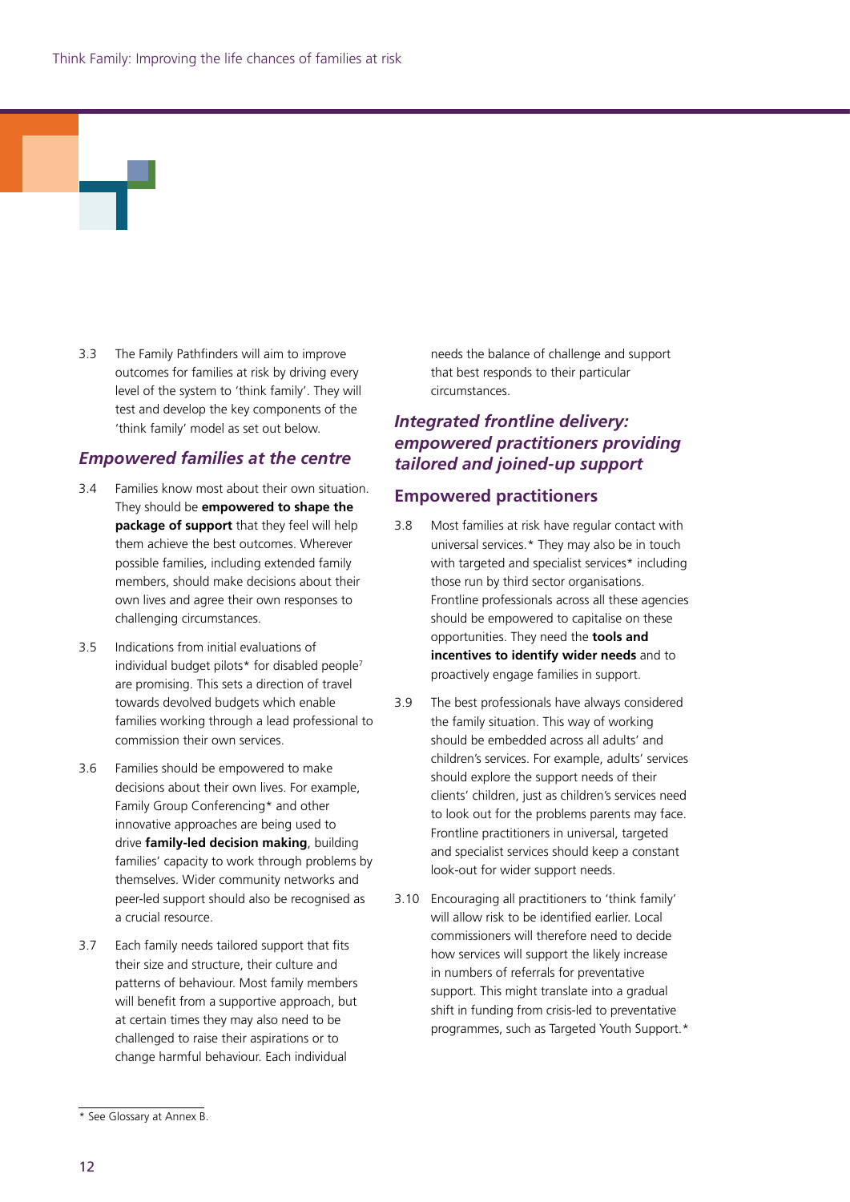3.3 The Family Pathfinders will aim to improve outcomes for families at risk by driving every level of the system to 'think family'. They will test and develop the key components of the 'think family' model as set out below.

### *Empowered families at the centre*

3.4 Families know most about their own situation. They should be **empowered to shape the package of support** that they feel will help them achieve the best outcomes. Wherever possible families, including extended family members, should make decisions about their own lives and agree their own responses to challenging circumstances.

3.5 Indications from initial evaluations of individual budget pilots* for disabled people[7] are promising. This sets a direction of travel towards devolved budgets which enable families working through a lead professional to commission their own services.

3.6 Families should be empowered to make decisions about their own lives. For example, Family Group Conferencing* and other innovative approaches are being used to drive **family-led decision making**, building families' capacity to work through problems by themselves. Wider community networks and peer-led support should also be recognised as a crucial resource.

3.7 Each family needs tailored support that fits their size and structure, their culture and patterns of behaviour. Most family members will benefit from a supportive approach, but at certain times they may also need to be challenged to raise their aspirations or to change harmful behaviour. Each individual needs the balance of challenge and support that best responds to their particular circumstances.

### *Integrated frontline delivery: empowered practitioners providing tailored and joined-up support*

#### Empowered practitioners

3.8 Most families at risk have regular contact with universal services.* They may also be in touch with targeted and specialist services* including those run by third sector organisations. Frontline professionals across all these agencies should be empowered to capitalise on these opportunities. They need the **tools and incentives to identify wider needs** and to proactively engage families in support.

3.9 The best professionals have always considered the family situation. This way of working should be embedded across all adults' and children's services. For example, adults' services should explore the support needs of their clients' children, just as children's services need to look out for the problems parents may face. Frontline practitioners in universal, targeted and specialist services should keep a constant look-out for wider support needs.

3.10 Encouraging all practitioners to 'think family' will allow risk to be identified earlier. Local commissioners will therefore need to decide how services will support the likely increase in numbers of referrals for preventative support. This might translate into a gradual shift in funding from crisis-led to preventative programmes, such as Targeted Youth Support.*

---

\* See Glossary at Annex B.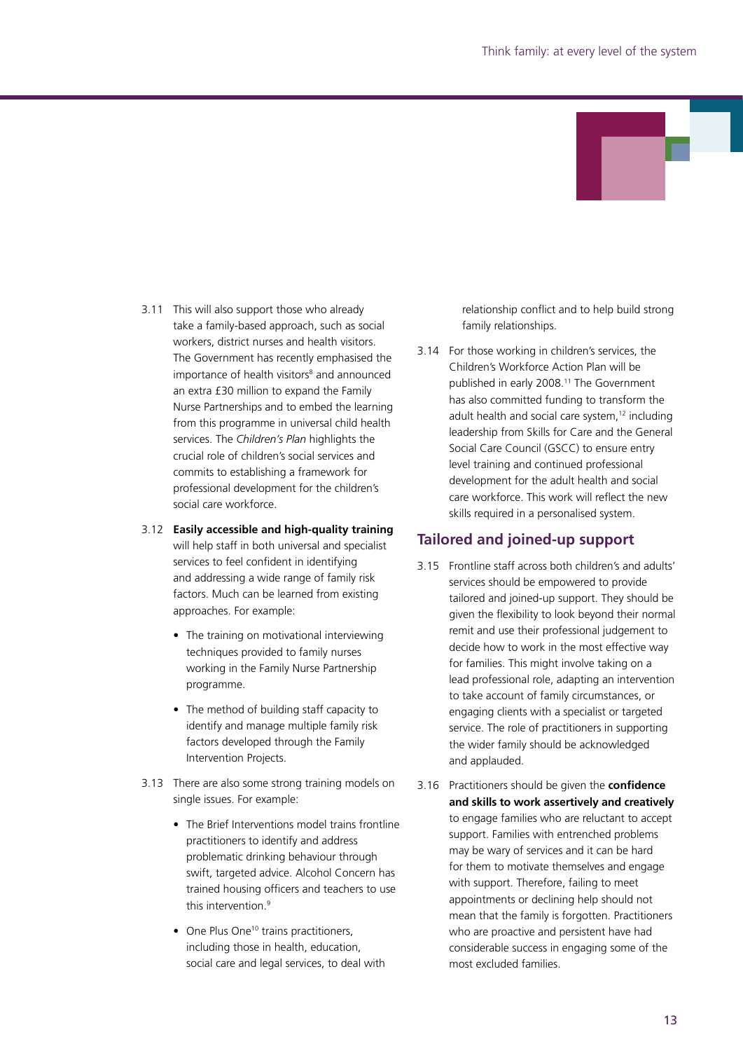3.11 This will also support those who already take a family-based approach, such as social workers, district nurses and health visitors. The Government has recently emphasised the importance of health visitors[8] and announced an extra £30 million to expand the Family Nurse Partnerships and to embed the learning from this programme in universal child health services. The *Children's Plan* highlights the crucial role of children's social services and commits to establishing a framework for professional development for the children's social care workforce.

3.12 **Easily accessible and high-quality training** will help staff in both universal and specialist services to feel confident in identifying and addressing a wide range of family risk factors. Much can be learned from existing approaches. For example:

- The training on motivational interviewing techniques provided to family nurses working in the Family Nurse Partnership programme.
- The method of building staff capacity to identify and manage multiple family risk factors developed through the Family Intervention Projects.

3.13 There are also some strong training models on single issues. For example:

- The Brief Interventions model trains frontline practitioners to identify and address problematic drinking behaviour through swift, targeted advice. Alcohol Concern has trained housing officers and teachers to use this intervention.[9]
- One Plus One[10] trains practitioners, including those in health, education, social care and legal services, to deal with relationship conflict and to help build strong family relationships.

3.14 For those working in children's services, the Children's Workforce Action Plan will be published in early 2008.[11] The Government has also committed funding to transform the adult health and social care system,[12] including leadership from Skills for Care and the General Social Care Council (GSCC) to ensure entry level training and continued professional development for the adult health and social care workforce. This work will reflect the new skills required in a personalised system.

## Tailored and joined-up support

3.15 Frontline staff across both children's and adults' services should be empowered to provide tailored and joined-up support. They should be given the flexibility to look beyond their normal remit and use their professional judgement to decide how to work in the most effective way for families. This might involve taking on a lead professional role, adapting an intervention to take account of family circumstances, or engaging clients with a specialist or targeted service. The role of practitioners in supporting the wider family should be acknowledged and applauded.

3.16 Practitioners should be given the **confidence and skills to work assertively and creatively** to engage families who are reluctant to accept support. Families with entrenched problems may be wary of services and it can be hard for them to motivate themselves and engage with support. Therefore, failing to meet appointments or declining help should not mean that the family is forgotten. Practitioners who are proactive and persistent have had considerable success in engaging some of the most excluded families.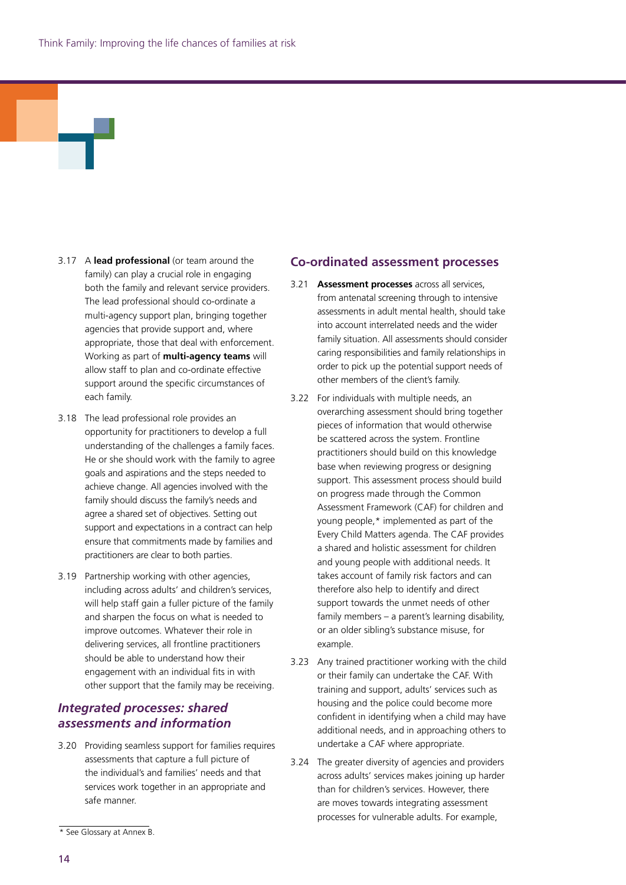3.17 A **lead professional** (or team around the family) can play a crucial role in engaging both the family and relevant service providers. The lead professional should co-ordinate a multi-agency support plan, bringing together agencies that provide support and, where appropriate, those that deal with enforcement. Working as part of **multi-agency teams** will allow staff to plan and co-ordinate effective support around the specific circumstances of each family.

3.18 The lead professional role provides an opportunity for practitioners to develop a full understanding of the challenges a family faces. He or she should work with the family to agree goals and aspirations and the steps needed to achieve change. All agencies involved with the family should discuss the family's needs and agree a shared set of objectives. Setting out support and expectations in a contract can help ensure that commitments made by families and practitioners are clear to both parties.

3.19 Partnership working with other agencies, including across adults' and children's services, will help staff gain a fuller picture of the family and sharpen the focus on what is needed to improve outcomes. Whatever their role in delivering services, all frontline practitioners should be able to understand how their engagement with an individual fits in with other support that the family may be receiving.

### *Integrated processes: shared assessments and information*

3.20 Providing seamless support for families requires assessments that capture a full picture of the individual's and families' needs and that services work together in an appropriate and safe manner.

## Co-ordinated assessment processes

3.21 **Assessment processes** across all services, from antenatal screening through to intensive assessments in adult mental health, should take into account interrelated needs and the wider family situation. All assessments should consider caring responsibilities and family relationships in order to pick up the potential support needs of other members of the client's family.

3.22 For individuals with multiple needs, an overarching assessment should bring together pieces of information that would otherwise be scattered across the system. Frontline practitioners should build on this knowledge base when reviewing progress or designing support. This assessment process should build on progress made through the Common Assessment Framework (CAF) for children and young people,* implemented as part of the Every Child Matters agenda. The CAF provides a shared and holistic assessment for children and young people with additional needs. It takes account of family risk factors and can therefore also help to identify and direct support towards the unmet needs of other family members – a parent's learning disability, or an older sibling's substance misuse, for example.

3.23 Any trained practitioner working with the child or their family can undertake the CAF. With training and support, adults' services such as housing and the police could become more confident in identifying when a child may have additional needs, and in approaching others to undertake a CAF where appropriate.

3.24 The greater diversity of agencies and providers across adults' services makes joining up harder than for children's services. However, there are moves towards integrating assessment processes for vulnerable adults. For example,

* See Glossary at Annex B.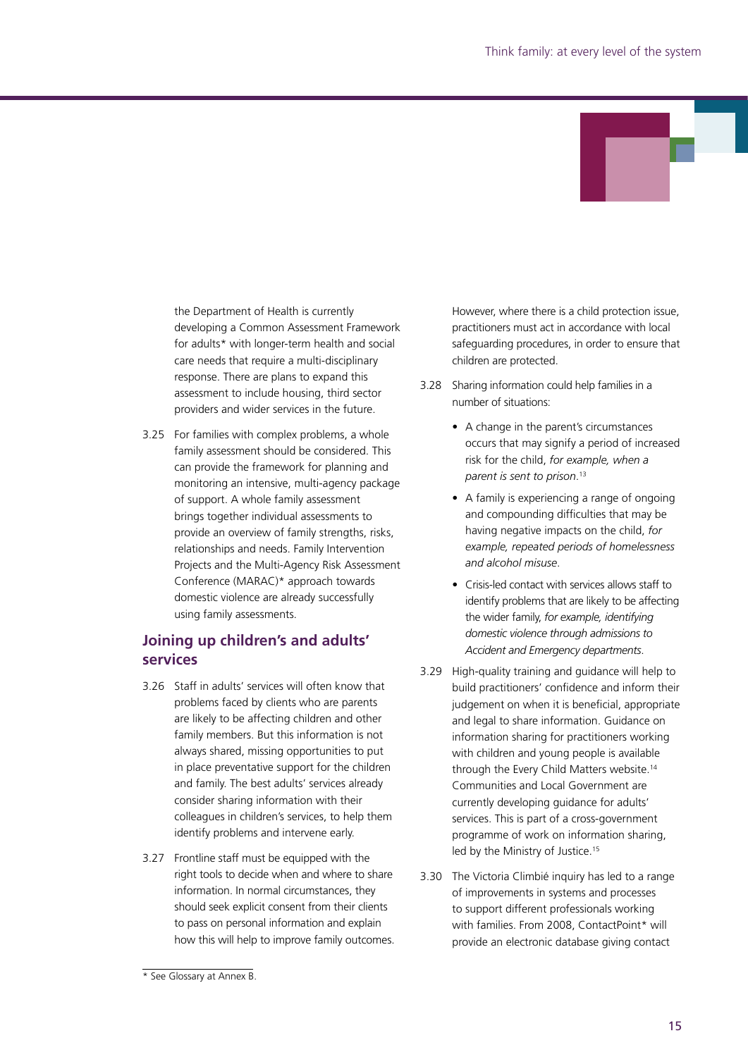the Department of Health is currently developing a Common Assessment Framework for adults* with longer-term health and social care needs that require a multi-disciplinary response. There are plans to expand this assessment to include housing, third sector providers and wider services in the future.

3.25 For families with complex problems, a whole family assessment should be considered. This can provide the framework for planning and monitoring an intensive, multi-agency package of support. A whole family assessment brings together individual assessments to provide an overview of family strengths, risks, relationships and needs. Family Intervention Projects and the Multi-Agency Risk Assessment Conference (MARAC)* approach towards domestic violence are already successfully using family assessments.

## Joining up children's and adults' services

3.26 Staff in adults' services will often know that problems faced by clients who are parents are likely to be affecting children and other family members. But this information is not always shared, missing opportunities to put in place preventative support for the children and family. The best adults' services already consider sharing information with their colleagues in children's services, to help them identify problems and intervene early.

3.27 Frontline staff must be equipped with the right tools to decide when and where to share information. In normal circumstances, they should seek explicit consent from their clients to pass on personal information and explain how this will help to improve family outcomes. However, where there is a child protection issue, practitioners must act in accordance with local safeguarding procedures, in order to ensure that children are protected.

3.28 Sharing information could help families in a number of situations:

- A change in the parent's circumstances occurs that may signify a period of increased risk for the child, *for example, when a parent is sent to prison*.[13]
- A family is experiencing a range of ongoing and compounding difficulties that may be having negative impacts on the child, *for example, repeated periods of homelessness and alcohol misuse*.
- Crisis-led contact with services allows staff to identify problems that are likely to be affecting the wider family, *for example, identifying domestic violence through admissions to Accident and Emergency departments*.

3.29 High-quality training and guidance will help to build practitioners' confidence and inform their judgement on when it is beneficial, appropriate and legal to share information. Guidance on information sharing for practitioners working with children and young people is available through the Every Child Matters website.[14] Communities and Local Government are currently developing guidance for adults' services. This is part of a cross-government programme of work on information sharing, led by the Ministry of Justice.[15]

3.30 The Victoria Climbié inquiry has led to a range of improvements in systems and processes to support different professionals working with families. From 2008, ContactPoint* will provide an electronic database giving contact

\* See Glossary at Annex B.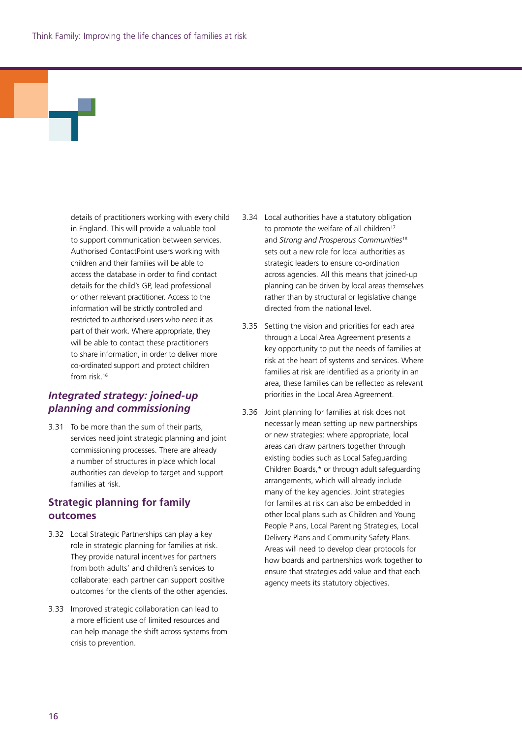details of practitioners working with every child in England. This will provide a valuable tool to support communication between services. Authorised ContactPoint users working with children and their families will be able to access the database in order to find contact details for the child's GP, lead professional or other relevant practitioner. Access to the information will be strictly controlled and restricted to authorised users who need it as part of their work. Where appropriate, they will be able to contact these practitioners to share information, in order to deliver more co-ordinated support and protect children from risk.[16]

## *Integrated strategy: joined-up planning and commissioning*

3.31 To be more than the sum of their parts, services need joint strategic planning and joint commissioning processes. There are already a number of structures in place which local authorities can develop to target and support families at risk.

### Strategic planning for family outcomes

3.32 Local Strategic Partnerships can play a key role in strategic planning for families at risk. They provide natural incentives for partners from both adults' and children's services to collaborate: each partner can support positive outcomes for the clients of the other agencies.

3.33 Improved strategic collaboration can lead to a more efficient use of limited resources and can help manage the shift across systems from crisis to prevention.

3.34 Local authorities have a statutory obligation to promote the welfare of all children[17] and *Strong and Prosperous Communities*[18] sets out a new role for local authorities as strategic leaders to ensure co-ordination across agencies. All this means that joined-up planning can be driven by local areas themselves rather than by structural or legislative change directed from the national level.

3.35 Setting the vision and priorities for each area through a Local Area Agreement presents a key opportunity to put the needs of families at risk at the heart of systems and services. Where families at risk are identified as a priority in an area, these families can be reflected as relevant priorities in the Local Area Agreement.

3.36 Joint planning for families at risk does not necessarily mean setting up new partnerships or new strategies: where appropriate, local areas can draw partners together through existing bodies such as Local Safeguarding Children Boards,* or through adult safeguarding arrangements, which will already include many of the key agencies. Joint strategies for families at risk can also be embedded in other local plans such as Children and Young People Plans, Local Parenting Strategies, Local Delivery Plans and Community Safety Plans. Areas will need to develop clear protocols for how boards and partnerships work together to ensure that strategies add value and that each agency meets its statutory objectives.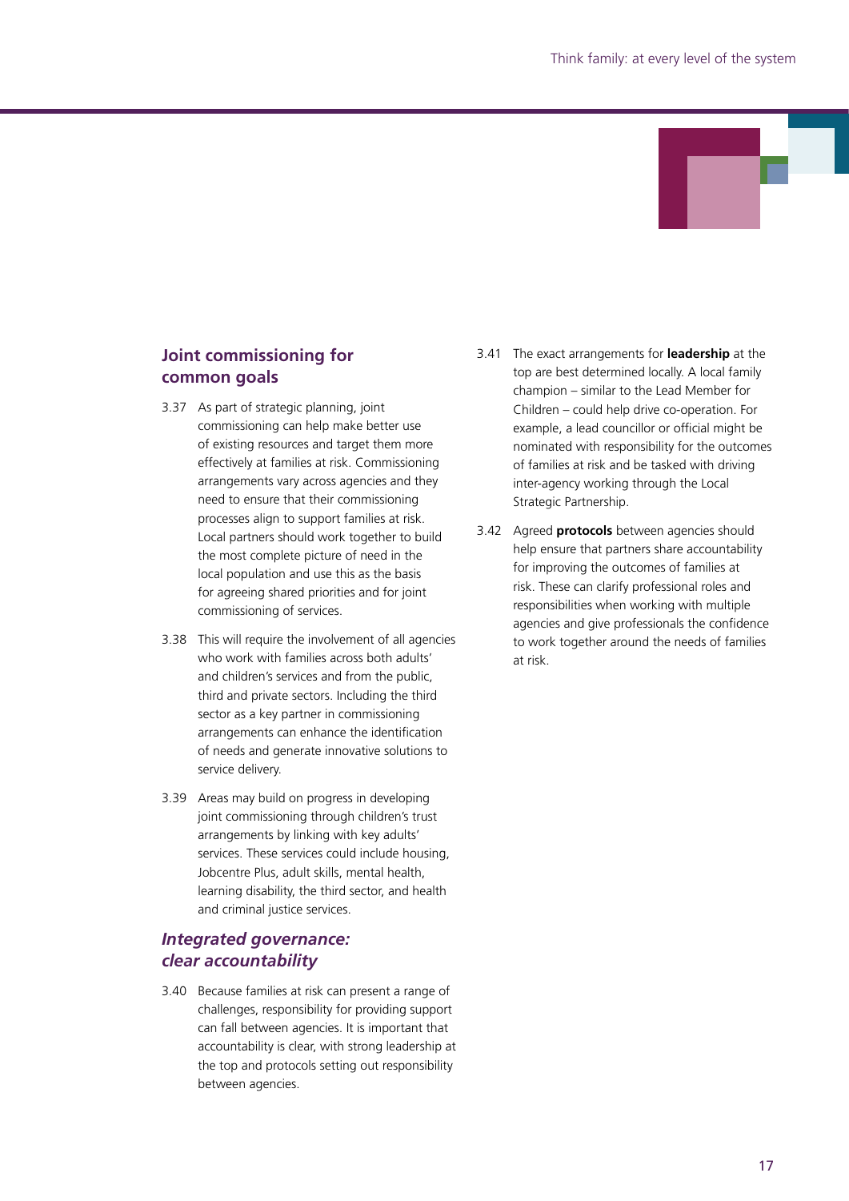## Joint commissioning for common goals

3.37 As part of strategic planning, joint commissioning can help make better use of existing resources and target them more effectively at families at risk. Commissioning arrangements vary across agencies and they need to ensure that their commissioning processes align to support families at risk. Local partners should work together to build the most complete picture of need in the local population and use this as the basis for agreeing shared priorities and for joint commissioning of services.

3.38 This will require the involvement of all agencies who work with families across both adults' and children's services and from the public, third and private sectors. Including the third sector as a key partner in commissioning arrangements can enhance the identification of needs and generate innovative solutions to service delivery.

3.39 Areas may build on progress in developing joint commissioning through children's trust arrangements by linking with key adults' services. These services could include housing, Jobcentre Plus, adult skills, mental health, learning disability, the third sector, and health and criminal justice services.

### *Integrated governance: clear accountability*

3.40 Because families at risk can present a range of challenges, responsibility for providing support can fall between agencies. It is important that accountability is clear, with strong leadership at the top and protocols setting out responsibility between agencies.

3.41 The exact arrangements for **leadership** at the top are best determined locally. A local family champion – similar to the Lead Member for Children – could help drive co-operation. For example, a lead councillor or official might be nominated with responsibility for the outcomes of families at risk and be tasked with driving inter-agency working through the Local Strategic Partnership.

3.42 Agreed **protocols** between agencies should help ensure that partners share accountability for improving the outcomes of families at risk. These can clarify professional roles and responsibilities when working with multiple agencies and give professionals the confidence to work together around the needs of families at risk.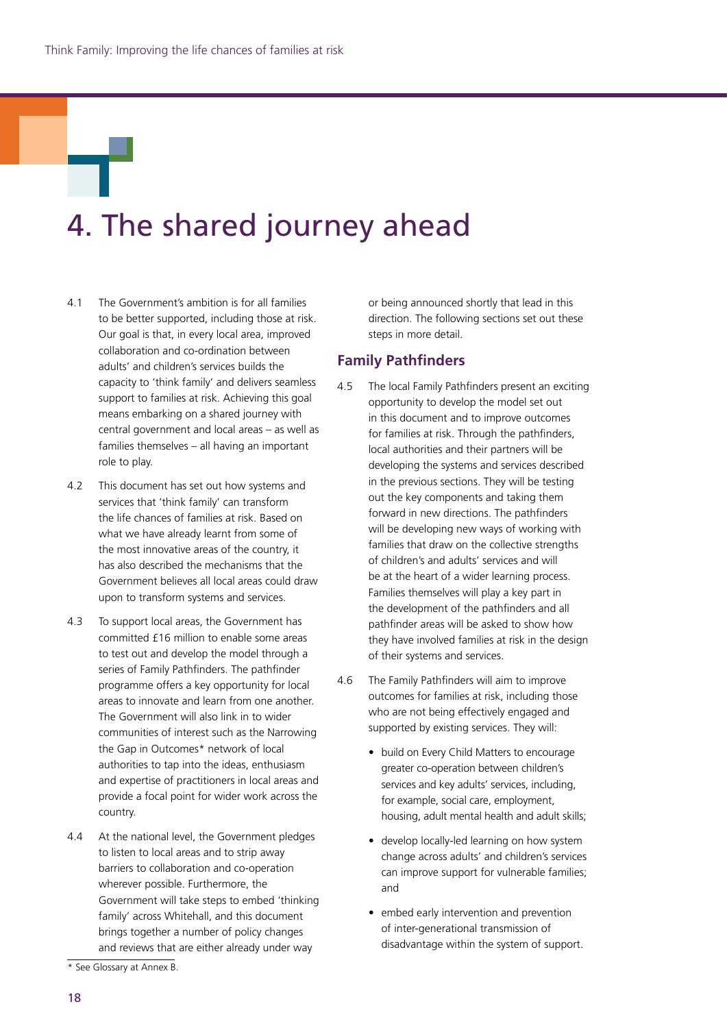# 4. The shared journey ahead

4.1 The Government's ambition is for all families to be better supported, including those at risk. Our goal is that, in every local area, improved collaboration and co-ordination between adults' and children's services builds the capacity to 'think family' and delivers seamless support to families at risk. Achieving this goal means embarking on a shared journey with central government and local areas – as well as families themselves – all having an important role to play.

4.2 This document has set out how systems and services that 'think family' can transform the life chances of families at risk. Based on what we have already learnt from some of the most innovative areas of the country, it has also described the mechanisms that the Government believes all local areas could draw upon to transform systems and services.

4.3 To support local areas, the Government has committed £16 million to enable some areas to test out and develop the model through a series of Family Pathfinders. The pathfinder programme offers a key opportunity for local areas to innovate and learn from one another. The Government will also link in to wider communities of interest such as the Narrowing the Gap in Outcomes* network of local authorities to tap into the ideas, enthusiasm and expertise of practitioners in local areas and provide a focal point for wider work across the country.

4.4 At the national level, the Government pledges to listen to local areas and to strip away barriers to collaboration and co-operation wherever possible. Furthermore, the Government will take steps to embed 'thinking family' across Whitehall, and this document brings together a number of policy changes and reviews that are either already under way or being announced shortly that lead in this direction. The following sections set out these steps in more detail.

## Family Pathfinders

4.5 The local Family Pathfinders present an exciting opportunity to develop the model set out in this document and to improve outcomes for families at risk. Through the pathfinders, local authorities and their partners will be developing the systems and services described in the previous sections. They will be testing out the key components and taking them forward in new directions. The pathfinders will be developing new ways of working with families that draw on the collective strengths of children's and adults' services and will be at the heart of a wider learning process. Families themselves will play a key part in the development of the pathfinders and all pathfinder areas will be asked to show how they have involved families at risk in the design of their systems and services.

4.6 The Family Pathfinders will aim to improve outcomes for families at risk, including those who are not being effectively engaged and supported by existing services. They will:

- build on Every Child Matters to encourage greater co-operation between children's services and key adults' services, including, for example, social care, employment, housing, adult mental health and adult skills;
- develop locally-led learning on how system change across adults' and children's services can improve support for vulnerable families; and
- embed early intervention and prevention of inter-generational transmission of disadvantage within the system of support.

* See Glossary at Annex B.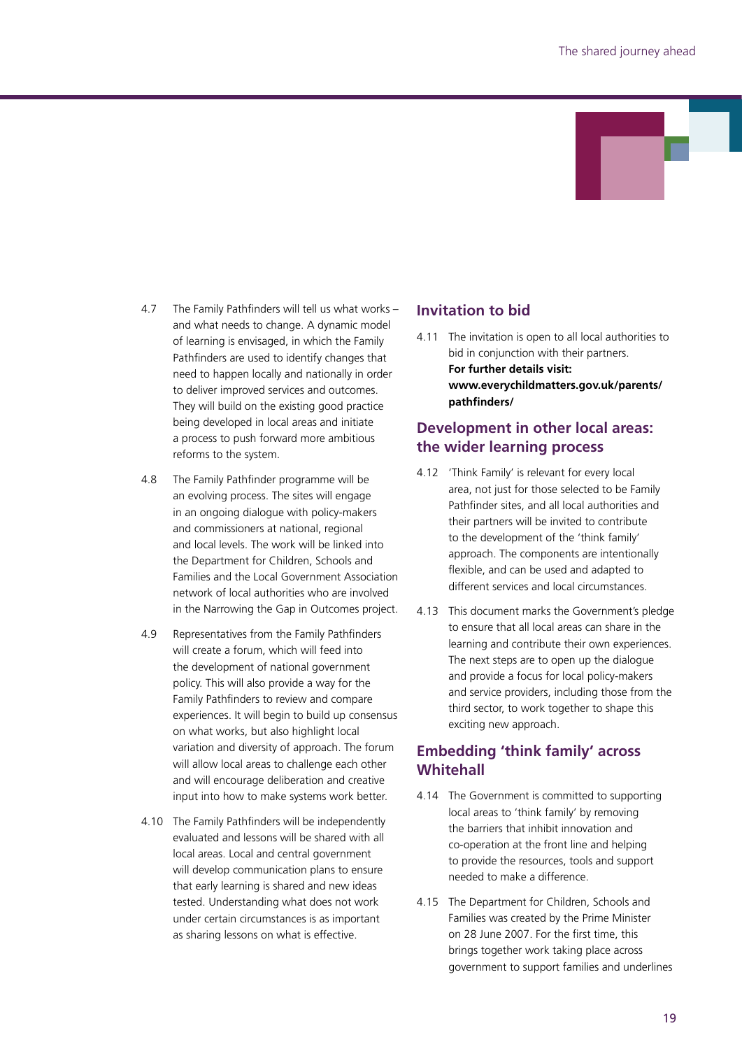4.7 The Family Pathfinders will tell us what works – and what needs to change. A dynamic model of learning is envisaged, in which the Family Pathfinders are used to identify changes that need to happen locally and nationally in order to deliver improved services and outcomes. They will build on the existing good practice being developed in local areas and initiate a process to push forward more ambitious reforms to the system.

4.8 The Family Pathfinder programme will be an evolving process. The sites will engage in an ongoing dialogue with policy-makers and commissioners at national, regional and local levels. The work will be linked into the Department for Children, Schools and Families and the Local Government Association network of local authorities who are involved in the Narrowing the Gap in Outcomes project.

4.9 Representatives from the Family Pathfinders will create a forum, which will feed into the development of national government policy. This will also provide a way for the Family Pathfinders to review and compare experiences. It will begin to build up consensus on what works, but also highlight local variation and diversity of approach. The forum will allow local areas to challenge each other and will encourage deliberation and creative input into how to make systems work better.

4.10 The Family Pathfinders will be independently evaluated and lessons will be shared with all local areas. Local and central government will develop communication plans to ensure that early learning is shared and new ideas tested. Understanding what does not work under certain circumstances is as important as sharing lessons on what is effective.

## Invitation to bid

4.11 The invitation is open to all local authorities to bid in conjunction with their partners. **For further details visit: www.everychildmatters.gov.uk/parents/pathfinders/**

## Development in other local areas: the wider learning process

4.12 'Think Family' is relevant for every local area, not just for those selected to be Family Pathfinder sites, and all local authorities and their partners will be invited to contribute to the development of the 'think family' approach. The components are intentionally flexible, and can be used and adapted to different services and local circumstances.

4.13 This document marks the Government's pledge to ensure that all local areas can share in the learning and contribute their own experiences. The next steps are to open up the dialogue and provide a focus for local policy-makers and service providers, including those from the third sector, to work together to shape this exciting new approach.

## Embedding 'think family' across Whitehall

4.14 The Government is committed to supporting local areas to 'think family' by removing the barriers that inhibit innovation and co-operation at the front line and helping to provide the resources, tools and support needed to make a difference.

4.15 The Department for Children, Schools and Families was created by the Prime Minister on 28 June 2007. For the first time, this brings together work taking place across government to support families and underlines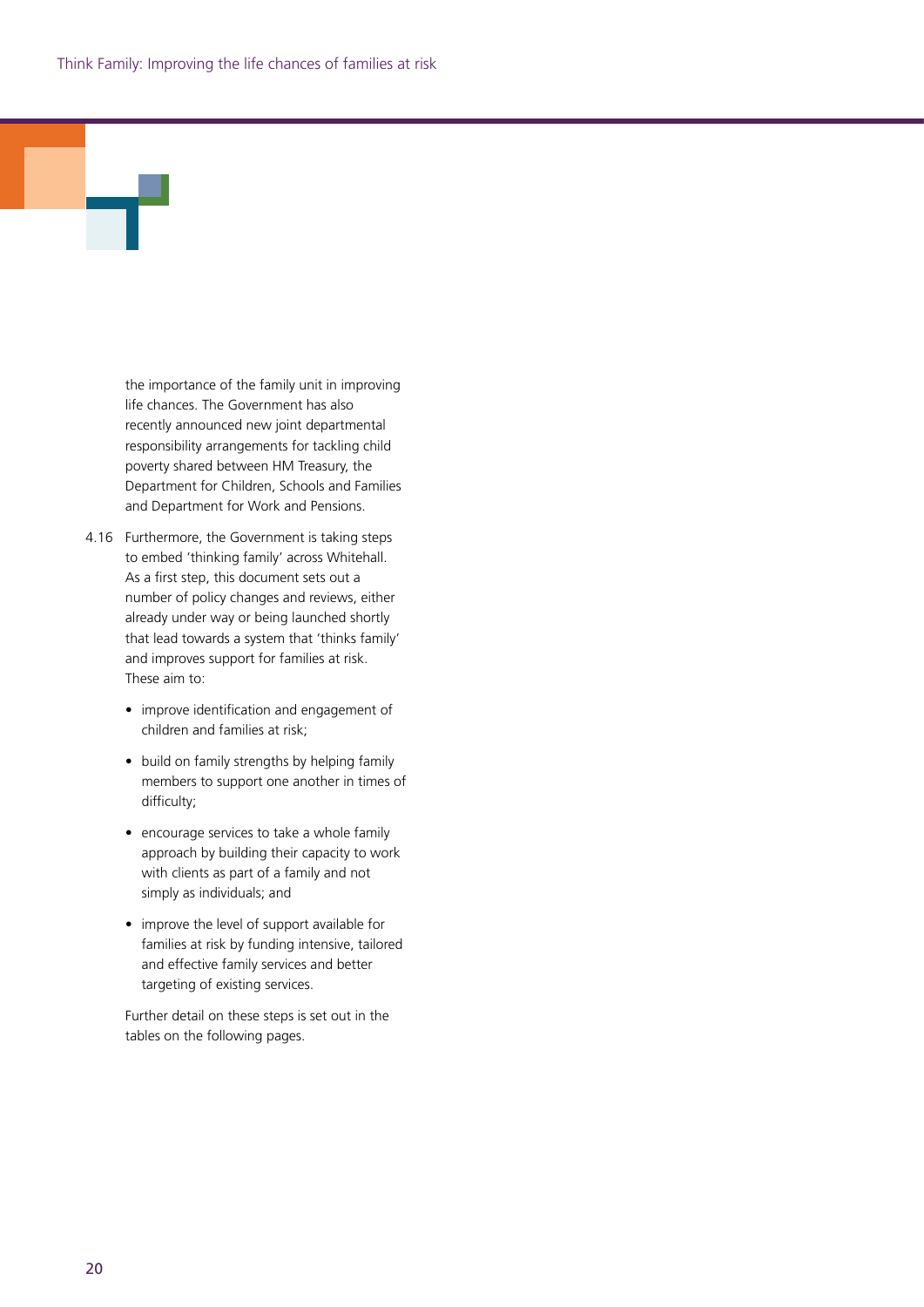the importance of the family unit in improving life chances. The Government has also recently announced new joint departmental responsibility arrangements for tackling child poverty shared between HM Treasury, the Department for Children, Schools and Families and Department for Work and Pensions.

4.16 Furthermore, the Government is taking steps to embed 'thinking family' across Whitehall. As a first step, this document sets out a number of policy changes and reviews, either already under way or being launched shortly that lead towards a system that 'thinks family' and improves support for families at risk. These aim to:

- improve identification and engagement of children and families at risk;
- build on family strengths by helping family members to support one another in times of difficulty;
- encourage services to take a whole family approach by building their capacity to work with clients as part of a family and not simply as individuals; and
- improve the level of support available for families at risk by funding intensive, tailored and effective family services and better targeting of existing services.

Further detail on these steps is set out in the tables on the following pages.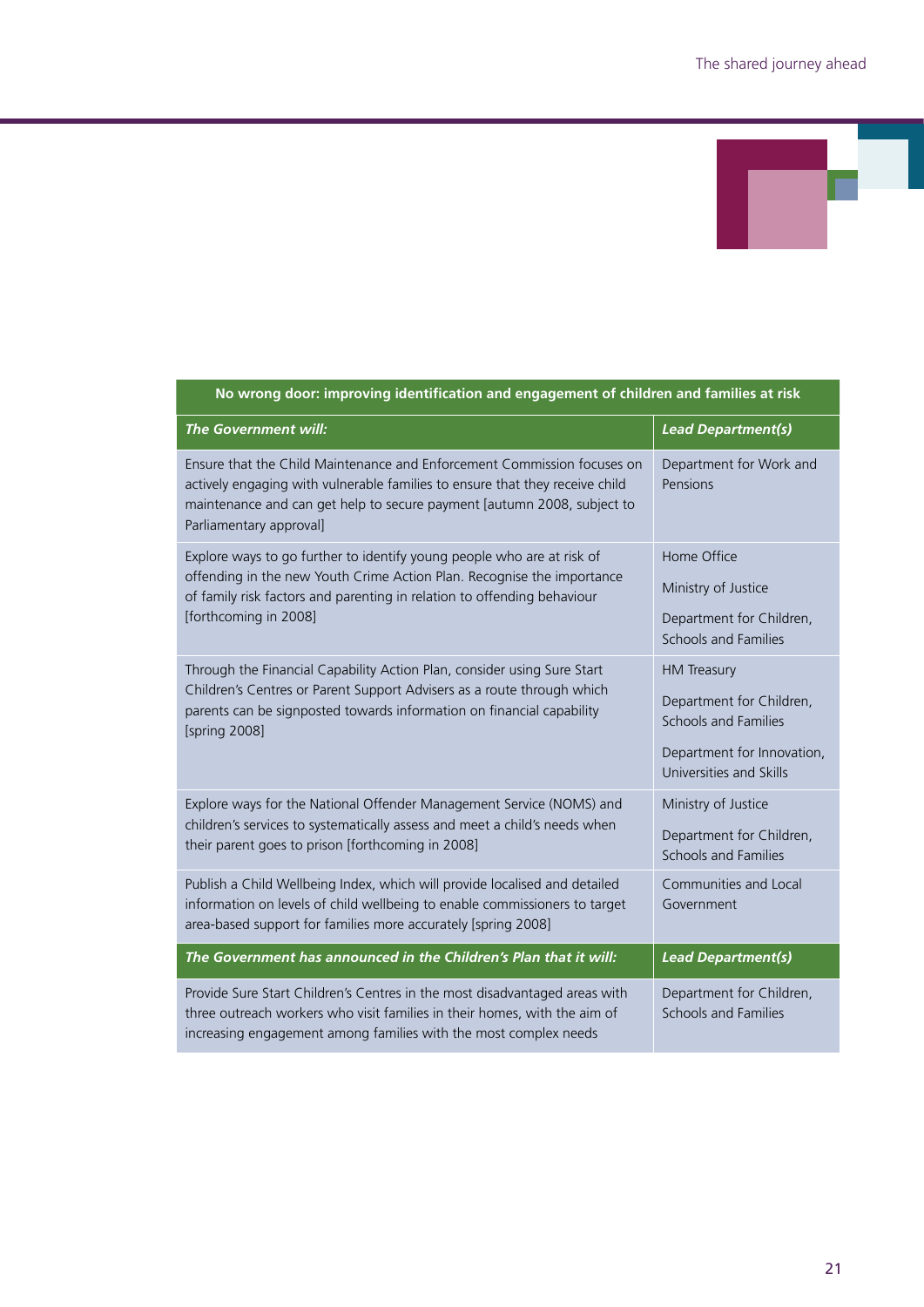| No wrong door: improving identification and engagement of children and families at risk | |
|---|---|
| ***The Government will:*** | ***Lead Department(s)*** |
| Ensure that the Child Maintenance and Enforcement Commission focuses on actively engaging with vulnerable families to ensure that they receive child maintenance and can get help to secure payment [autumn 2008, subject to Parliamentary approval] | Department for Work and Pensions |
| Explore ways to go further to identify young people who are at risk of offending in the new Youth Crime Action Plan. Recognise the importance of family risk factors and parenting in relation to offending behaviour [forthcoming in 2008] | Home Office<br><br>Ministry of Justice<br><br>Department for Children, Schools and Families |
| Through the Financial Capability Action Plan, consider using Sure Start Children's Centres or Parent Support Advisers as a route through which parents can be signposted towards information on financial capability [spring 2008] | HM Treasury<br><br>Department for Children, Schools and Families<br><br>Department for Innovation, Universities and Skills |
| Explore ways for the National Offender Management Service (NOMS) and children's services to systematically assess and meet a child's needs when their parent goes to prison [forthcoming in 2008] | Ministry of Justice<br><br>Department for Children, Schools and Families |
| Publish a Child Wellbeing Index, which will provide localised and detailed information on levels of child wellbeing to enable commissioners to target area-based support for families more accurately [spring 2008] | Communities and Local Government |
| ***The Government has announced in the Children's Plan that it will:*** | ***Lead Department(s)*** |
| Provide Sure Start Children's Centres in the most disadvantaged areas with three outreach workers who visit families in their homes, with the aim of increasing engagement among families with the most complex needs | Department for Children, Schools and Families |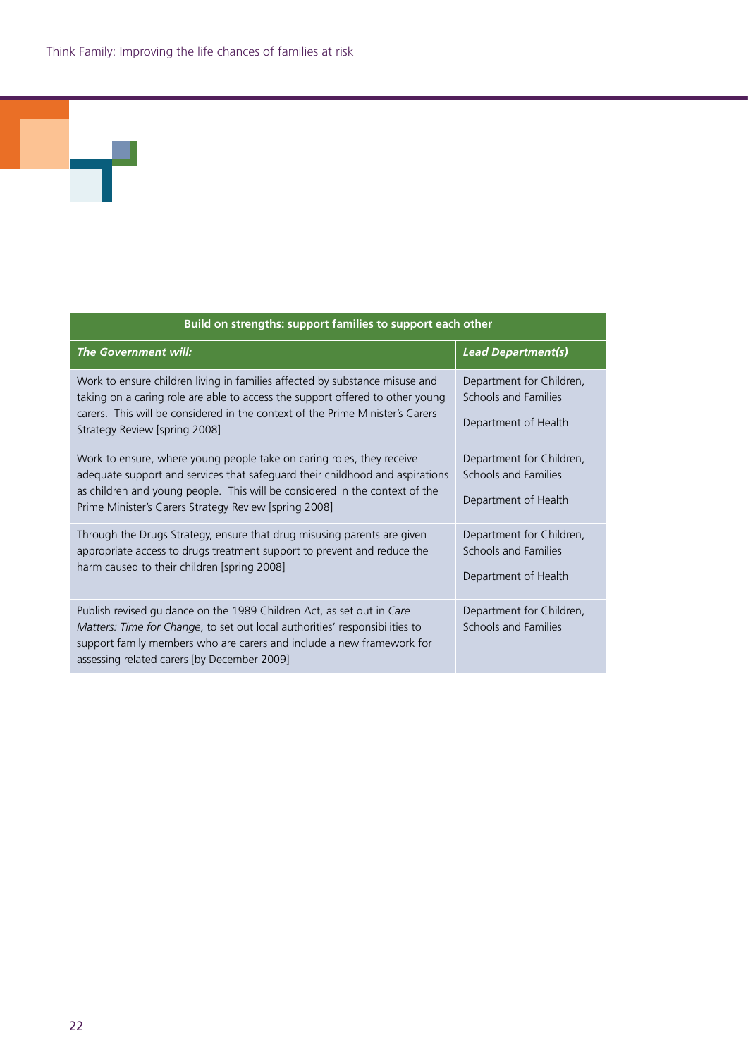| Build on strengths: support families to support each other | |
|---|---|
| ***The Government will:*** | ***Lead Department(s)*** |
| Work to ensure children living in families affected by substance misuse and taking on a caring role are able to access the support offered to other young carers. This will be considered in the context of the Prime Minister's Carers Strategy Review [spring 2008] | Department for Children, Schools and Families<br><br>Department of Health |
| Work to ensure, where young people take on caring roles, they receive adequate support and services that safeguard their childhood and aspirations as children and young people. This will be considered in the context of the Prime Minister's Carers Strategy Review [spring 2008] | Department for Children, Schools and Families<br><br>Department of Health |
| Through the Drugs Strategy, ensure that drug misusing parents are given appropriate access to drugs treatment support to prevent and reduce the harm caused to their children [spring 2008] | Department for Children, Schools and Families<br><br>Department of Health |
| Publish revised guidance on the 1989 Children Act, as set out in *Care Matters: Time for Change*, to set out local authorities' responsibilities to support family members who are carers and include a new framework for assessing related carers [by December 2009] | Department for Children, Schools and Families |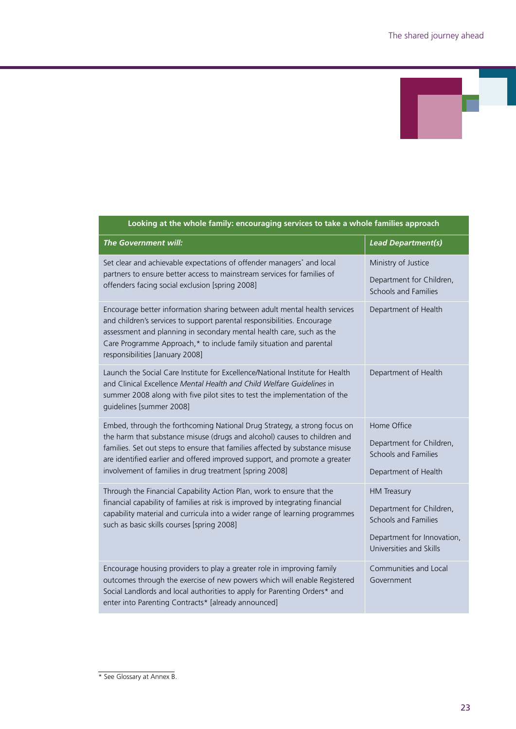| Looking at the whole family: encouraging services to take a whole families approach | |
|---|---|
| ***The Government will:*** | ***Lead Department(s)*** |
| Set clear and achievable expectations of offender managers* and local partners to ensure better access to mainstream services for families of offenders facing social exclusion [spring 2008] | Ministry of Justice<br><br>Department for Children, Schools and Families |
| Encourage better information sharing between adult mental health services and children's services to support parental responsibilities. Encourage assessment and planning in secondary mental health care, such as the Care Programme Approach,* to include family situation and parental responsibilities [January 2008] | Department of Health |
| Launch the Social Care Institute for Excellence/National Institute for Health and Clinical Excellence *Mental Health and Child Welfare Guidelines* in summer 2008 along with five pilot sites to test the implementation of the guidelines [summer 2008] | Department of Health |
| Embed, through the forthcoming National Drug Strategy, a strong focus on the harm that substance misuse (drugs and alcohol) causes to children and families. Set out steps to ensure that families affected by substance misuse are identified earlier and offered improved support, and promote a greater involvement of families in drug treatment [spring 2008] | Home Office<br><br>Department for Children, Schools and Families<br><br>Department of Health |
| Through the Financial Capability Action Plan, work to ensure that the financial capability of families at risk is improved by integrating financial capability material and curricula into a wider range of learning programmes such as basic skills courses [spring 2008] | HM Treasury<br><br>Department for Children, Schools and Families<br><br>Department for Innovation, Universities and Skills |
| Encourage housing providers to play a greater role in improving family outcomes through the exercise of new powers which will enable Registered Social Landlords and local authorities to apply for Parenting Orders* and enter into Parenting Contracts* [already announced] | Communities and Local Government |

* See Glossary at Annex B.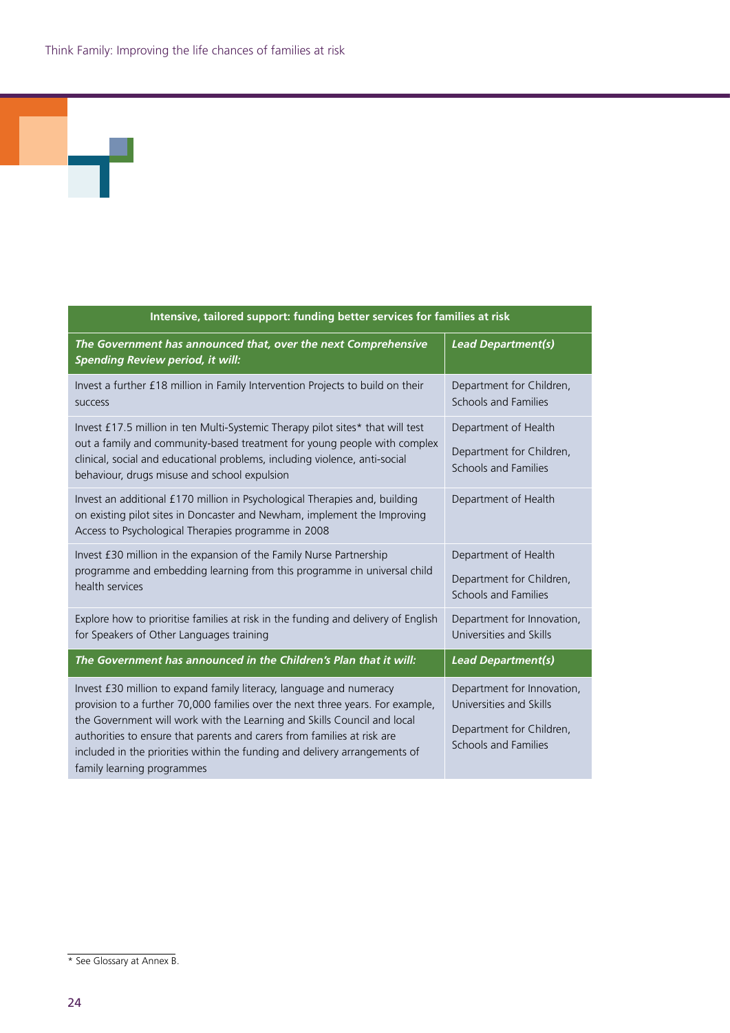| Intensive, tailored support: funding better services for families at risk | |
|---|---|
| ***The Government has announced that, over the next Comprehensive Spending Review period, it will:*** | ***Lead Department(s)*** |
| Invest a further £18 million in Family Intervention Projects to build on their success | Department for Children, Schools and Families |
| Invest £17.5 million in ten Multi-Systemic Therapy pilot sites* that will test out a family and community-based treatment for young people with complex clinical, social and educational problems, including violence, anti-social behaviour, drugs misuse and school expulsion | Department of Health<br><br>Department for Children, Schools and Families |
| Invest an additional £170 million in Psychological Therapies and, building on existing pilot sites in Doncaster and Newham, implement the Improving Access to Psychological Therapies programme in 2008 | Department of Health |
| Invest £30 million in the expansion of the Family Nurse Partnership programme and embedding learning from this programme in universal child health services | Department of Health<br><br>Department for Children, Schools and Families |
| Explore how to prioritise families at risk in the funding and delivery of English for Speakers of Other Languages training | Department for Innovation, Universities and Skills |
| ***The Government has announced in the Children's Plan that it will:*** | ***Lead Department(s)*** |
| Invest £30 million to expand family literacy, language and numeracy provision to a further 70,000 families over the next three years. For example, the Government will work with the Learning and Skills Council and local authorities to ensure that parents and carers from families at risk are included in the priorities within the funding and delivery arrangements of family learning programmes | Department for Innovation, Universities and Skills<br><br>Department for Children, Schools and Families |

* See Glossary at Annex B.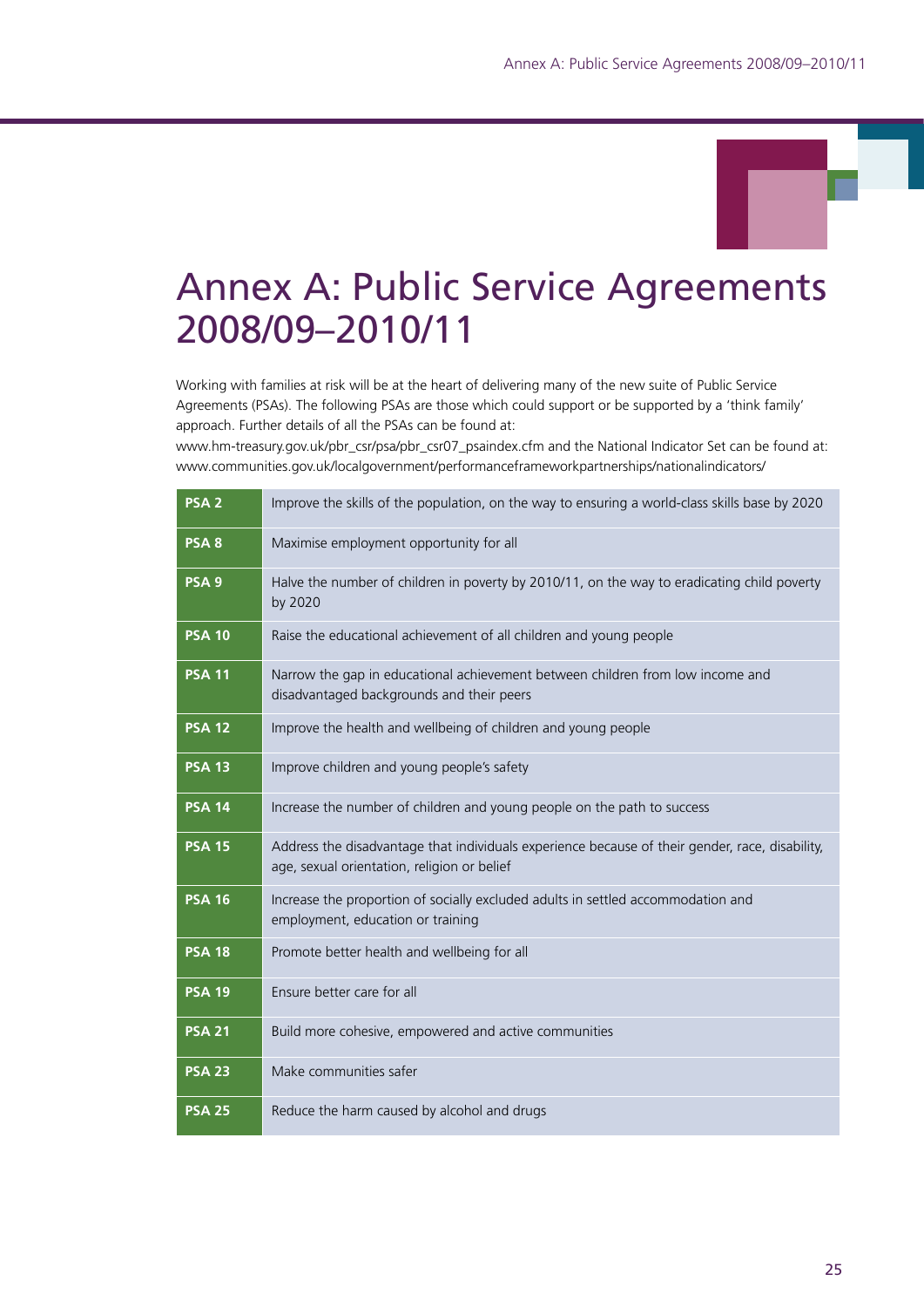# Annex A: Public Service Agreements 2008/09–2010/11

Working with families at risk will be at the heart of delivering many of the new suite of Public Service Agreements (PSAs). The following PSAs are those which could support or be supported by a 'think family' approach. Further details of all the PSAs can be found at:
www.hm-treasury.gov.uk/pbr_csr/psa/pbr_csr07_psaindex.cfm and the National Indicator Set can be found at: www.communities.gov.uk/localgovernment/performanceframeworkpartnerships/nationalindicators/

| | |
|---|---|
| **PSA 2** | Improve the skills of the population, on the way to ensuring a world-class skills base by 2020 |
| **PSA 8** | Maximise employment opportunity for all |
| **PSA 9** | Halve the number of children in poverty by 2010/11, on the way to eradicating child poverty by 2020 |
| **PSA 10** | Raise the educational achievement of all children and young people |
| **PSA 11** | Narrow the gap in educational achievement between children from low income and disadvantaged backgrounds and their peers |
| **PSA 12** | Improve the health and wellbeing of children and young people |
| **PSA 13** | Improve children and young people's safety |
| **PSA 14** | Increase the number of children and young people on the path to success |
| **PSA 15** | Address the disadvantage that individuals experience because of their gender, race, disability, age, sexual orientation, religion or belief |
| **PSA 16** | Increase the proportion of socially excluded adults in settled accommodation and employment, education or training |
| **PSA 18** | Promote better health and wellbeing for all |
| **PSA 19** | Ensure better care for all |
| **PSA 21** | Build more cohesive, empowered and active communities |
| **PSA 23** | Make communities safer |
| **PSA 25** | Reduce the harm caused by alcohol and drugs |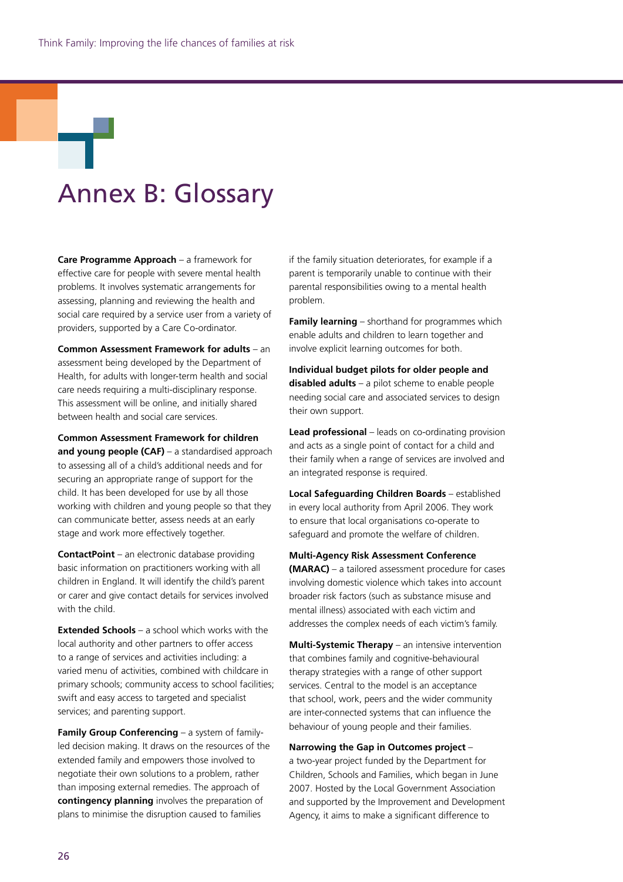# Annex B: Glossary

**Care Programme Approach** – a framework for effective care for people with severe mental health problems. It involves systematic arrangements for assessing, planning and reviewing the health and social care required by a service user from a variety of providers, supported by a Care Co-ordinator.

**Common Assessment Framework for adults** – an assessment being developed by the Department of Health, for adults with longer-term health and social care needs requiring a multi-disciplinary response. This assessment will be online, and initially shared between health and social care services.

**Common Assessment Framework for children and young people (CAF)** – a standardised approach to assessing all of a child's additional needs and for securing an appropriate range of support for the child. It has been developed for use by all those working with children and young people so that they can communicate better, assess needs at an early stage and work more effectively together.

**ContactPoint** – an electronic database providing basic information on practitioners working with all children in England. It will identify the child's parent or carer and give contact details for services involved with the child.

**Extended Schools** – a school which works with the local authority and other partners to offer access to a range of services and activities including: a varied menu of activities, combined with childcare in primary schools; community access to school facilities; swift and easy access to targeted and specialist services; and parenting support.

**Family Group Conferencing** – a system of family-led decision making. It draws on the resources of the extended family and empowers those involved to negotiate their own solutions to a problem, rather than imposing external remedies. The approach of **contingency planning** involves the preparation of plans to minimise the disruption caused to families if the family situation deteriorates, for example if a parent is temporarily unable to continue with their parental responsibilities owing to a mental health problem.

**Family learning** – shorthand for programmes which enable adults and children to learn together and involve explicit learning outcomes for both.

**Individual budget pilots for older people and disabled adults** – a pilot scheme to enable people needing social care and associated services to design their own support.

**Lead professional** – leads on co-ordinating provision and acts as a single point of contact for a child and their family when a range of services are involved and an integrated response is required.

**Local Safeguarding Children Boards** – established in every local authority from April 2006. They work to ensure that local organisations co-operate to safeguard and promote the welfare of children.

**Multi-Agency Risk Assessment Conference (MARAC)** – a tailored assessment procedure for cases involving domestic violence which takes into account broader risk factors (such as substance misuse and mental illness) associated with each victim and addresses the complex needs of each victim's family.

**Multi-Systemic Therapy** – an intensive intervention that combines family and cognitive-behavioural therapy strategies with a range of other support services. Central to the model is an acceptance that school, work, peers and the wider community are inter-connected systems that can influence the behaviour of young people and their families.

**Narrowing the Gap in Outcomes project** – a two-year project funded by the Department for Children, Schools and Families, which began in June 2007. Hosted by the Local Government Association and supported by the Improvement and Development Agency, it aims to make a significant difference to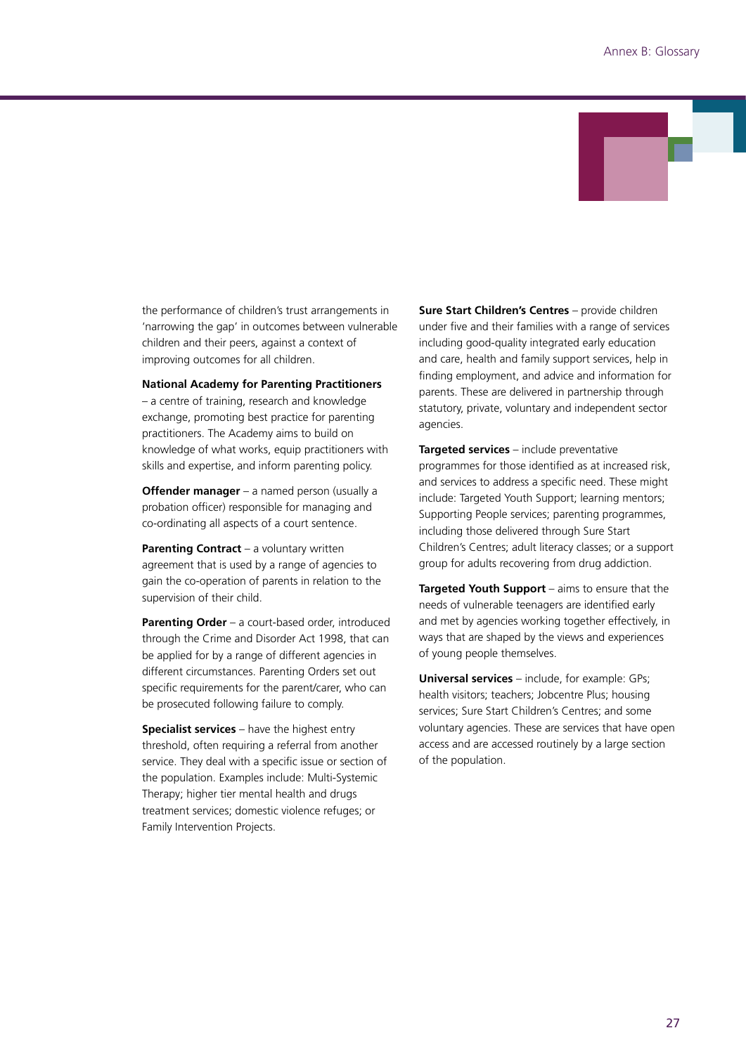the performance of children's trust arrangements in 'narrowing the gap' in outcomes between vulnerable children and their peers, against a context of improving outcomes for all children.

**National Academy for Parenting Practitioners** – a centre of training, research and knowledge exchange, promoting best practice for parenting practitioners. The Academy aims to build on knowledge of what works, equip practitioners with skills and expertise, and inform parenting policy.

**Offender manager** – a named person (usually a probation officer) responsible for managing and co-ordinating all aspects of a court sentence.

**Parenting Contract** – a voluntary written agreement that is used by a range of agencies to gain the co-operation of parents in relation to the supervision of their child.

**Parenting Order** – a court-based order, introduced through the Crime and Disorder Act 1998, that can be applied for by a range of different agencies in different circumstances. Parenting Orders set out specific requirements for the parent/carer, who can be prosecuted following failure to comply.

**Specialist services** – have the highest entry threshold, often requiring a referral from another service. They deal with a specific issue or section of the population. Examples include: Multi-Systemic Therapy; higher tier mental health and drugs treatment services; domestic violence refuges; or Family Intervention Projects.

**Sure Start Children's Centres** – provide children under five and their families with a range of services including good-quality integrated early education and care, health and family support services, help in finding employment, and advice and information for parents. These are delivered in partnership through statutory, private, voluntary and independent sector agencies.

**Targeted services** – include preventative programmes for those identified as at increased risk, and services to address a specific need. These might include: Targeted Youth Support; learning mentors; Supporting People services; parenting programmes, including those delivered through Sure Start Children's Centres; adult literacy classes; or a support group for adults recovering from drug addiction.

**Targeted Youth Support** – aims to ensure that the needs of vulnerable teenagers are identified early and met by agencies working together effectively, in ways that are shaped by the views and experiences of young people themselves.

**Universal services** – include, for example: GPs; health visitors; teachers; Jobcentre Plus; housing services; Sure Start Children's Centres; and some voluntary agencies. These are services that have open access and are accessed routinely by a large section of the population.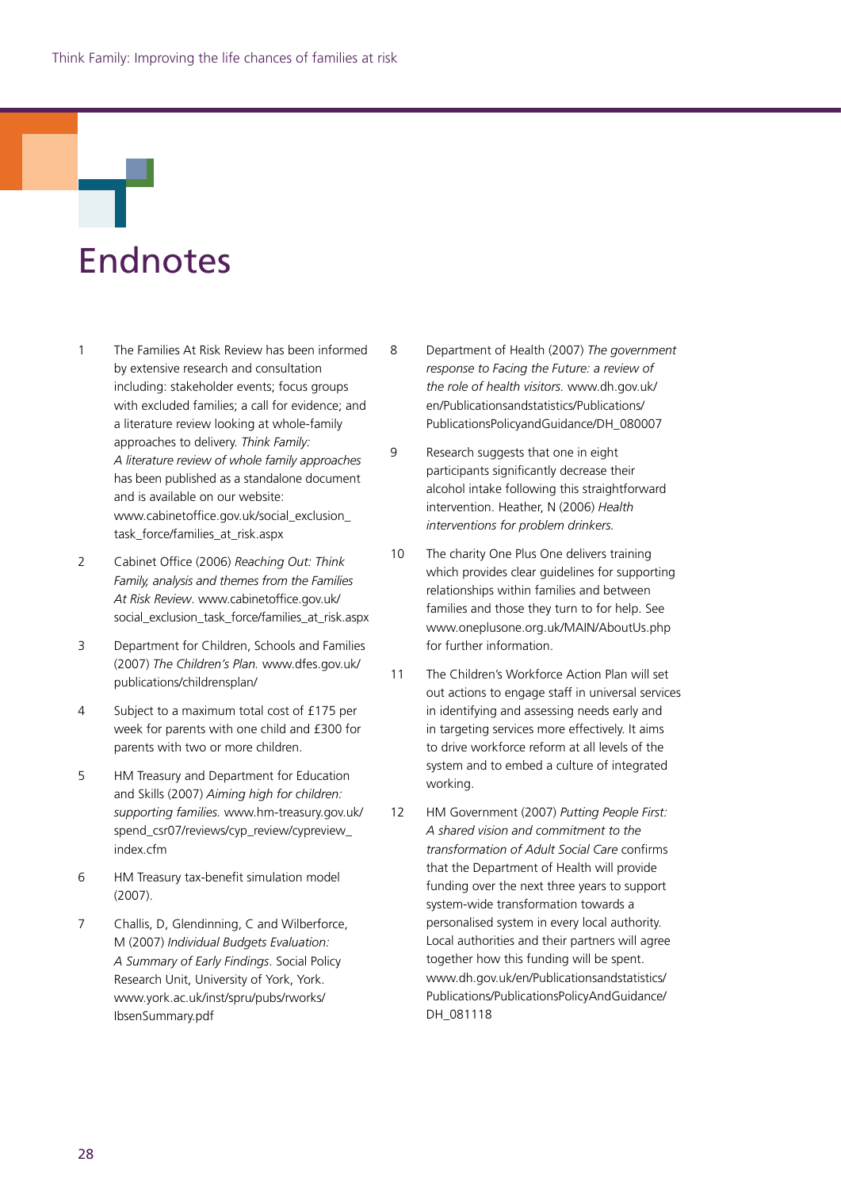# Endnotes

1. The Families At Risk Review has been informed by extensive research and consultation including: stakeholder events; focus groups with excluded families; a call for evidence; and a literature review looking at whole-family approaches to delivery. *Think Family: A literature review of whole family approaches* has been published as a standalone document and is available on our website: www.cabinetoffice.gov.uk/social_exclusion_task_force/families_at_risk.aspx

2. Cabinet Office (2006) *Reaching Out: Think Family, analysis and themes from the Families At Risk Review*. www.cabinetoffice.gov.uk/social_exclusion_task_force/families_at_risk.aspx

3. Department for Children, Schools and Families (2007) *The Children's Plan.* www.dfes.gov.uk/publications/childrensplan/

4. Subject to a maximum total cost of £175 per week for parents with one child and £300 for parents with two or more children.

5. HM Treasury and Department for Education and Skills (2007) *Aiming high for children: supporting families.* www.hm-treasury.gov.uk/spend_csr07/reviews/cyp_review/cypreview_index.cfm

6. HM Treasury tax-benefit simulation model (2007).

7. Challis, D, Glendinning, C and Wilberforce, M (2007) *Individual Budgets Evaluation: A Summary of Early Findings*. Social Policy Research Unit, University of York, York. www.york.ac.uk/inst/spru/pubs/rworks/IbsenSummary.pdf

8. Department of Health (2007) *The government response to Facing the Future: a review of the role of health visitors.* www.dh.gov.uk/en/Publicationsandstatistics/Publications/PublicationsPolicyandGuidance/DH_080007

9. Research suggests that one in eight participants significantly decrease their alcohol intake following this straightforward intervention. Heather, N (2006) *Health interventions for problem drinkers.*

10. The charity One Plus One delivers training which provides clear guidelines for supporting relationships within families and between families and those they turn to for help. See www.oneplusone.org.uk/MAIN/AboutUs.php for further information.

11. The Children's Workforce Action Plan will set out actions to engage staff in universal services in identifying and assessing needs early and in targeting services more effectively. It aims to drive workforce reform at all levels of the system and to embed a culture of integrated working.

12. HM Government (2007) *Putting People First: A shared vision and commitment to the transformation of Adult Social Care* confirms that the Department of Health will provide funding over the next three years to support system-wide transformation towards a personalised system in every local authority. Local authorities and their partners will agree together how this funding will be spent. www.dh.gov.uk/en/Publicationsandstatistics/Publications/PublicationsPolicyAndGuidance/DH_081118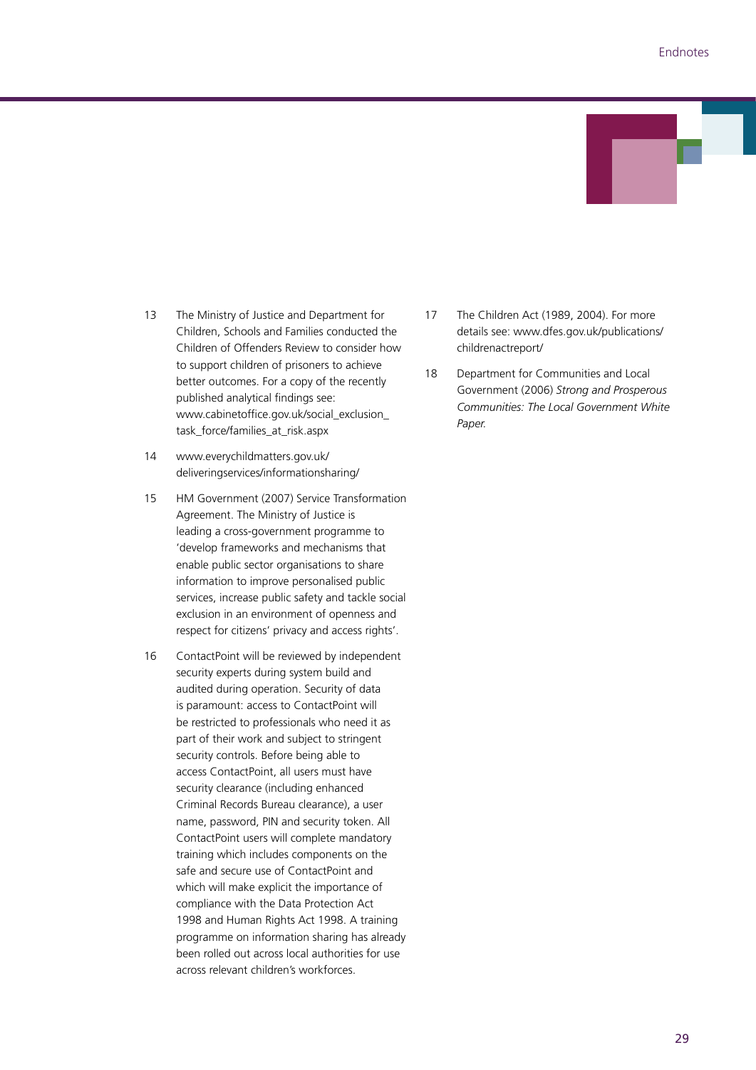13 The Ministry of Justice and Department for Children, Schools and Families conducted the Children of Offenders Review to consider how to support children of prisoners to achieve better outcomes. For a copy of the recently published analytical findings see: www.cabinetoffice.gov.uk/social_exclusion_task_force/families_at_risk.aspx

14 www.everychildmatters.gov.uk/deliveringservices/informationsharing/

15 HM Government (2007) Service Transformation Agreement. The Ministry of Justice is leading a cross-government programme to 'develop frameworks and mechanisms that enable public sector organisations to share information to improve personalised public services, increase public safety and tackle social exclusion in an environment of openness and respect for citizens' privacy and access rights'.

16 ContactPoint will be reviewed by independent security experts during system build and audited during operation. Security of data is paramount: access to ContactPoint will be restricted to professionals who need it as part of their work and subject to stringent security controls. Before being able to access ContactPoint, all users must have security clearance (including enhanced Criminal Records Bureau clearance), a user name, password, PIN and security token. All ContactPoint users will complete mandatory training which includes components on the safe and secure use of ContactPoint and which will make explicit the importance of compliance with the Data Protection Act 1998 and Human Rights Act 1998. A training programme on information sharing has already been rolled out across local authorities for use across relevant children's workforces.

17 The Children Act (1989, 2004). For more details see: www.dfes.gov.uk/publications/childrenactreport/

18 Department for Communities and Local Government (2006) *Strong and Prosperous Communities: The Local Government White Paper.*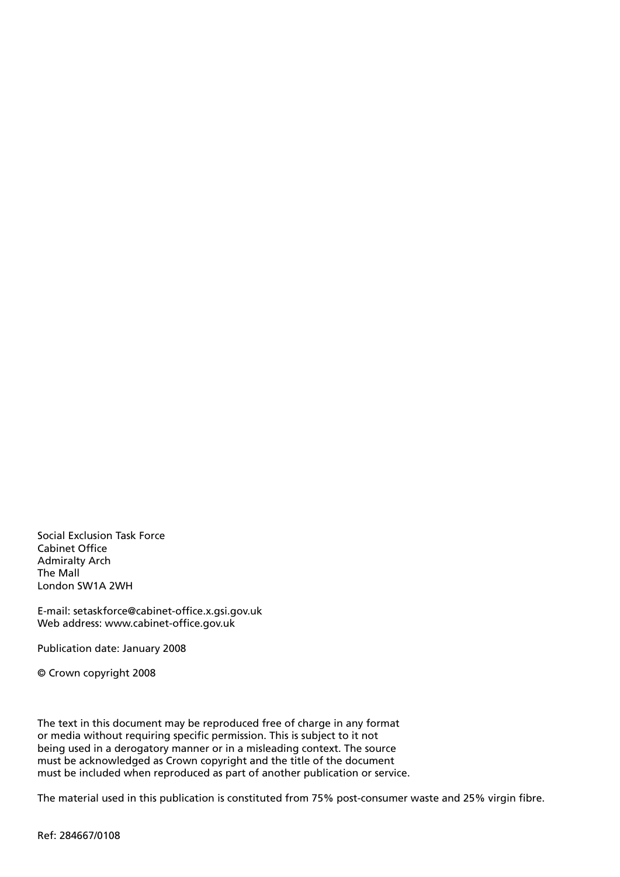Social Exclusion Task Force
Cabinet Office
Admiralty Arch
The Mall
London SW1A 2WH

E-mail: setaskforce@cabinet-office.x.gsi.gov.uk
Web address: www.cabinet-office.gov.uk

Publication date: January 2008

© Crown copyright 2008

The text in this document may be reproduced free of charge in any format or media without requiring specific permission. This is subject to it not being used in a derogatory manner or in a misleading context. The source must be acknowledged as Crown copyright and the title of the document must be included when reproduced as part of another publication or service.

The material used in this publication is constituted from 75% post-consumer waste and 25% virgin fibre.

Ref: 284667/0108